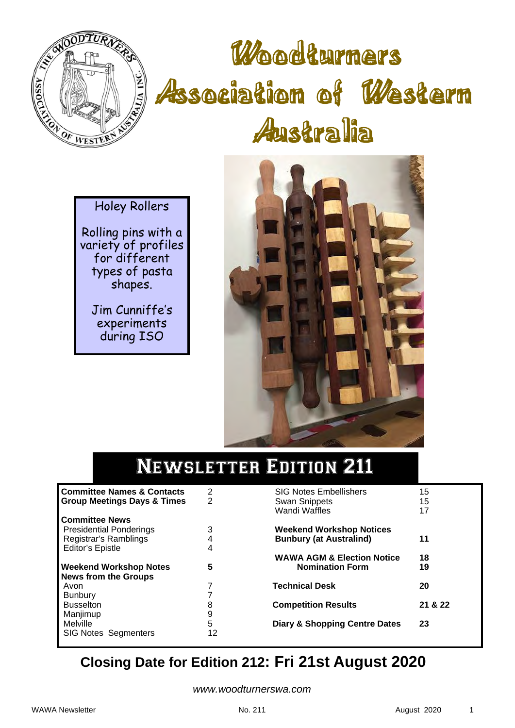# Woodturners Association of Western Australia

Holey Rollers

Rolling pins with a variety of profiles for different types of pasta shapes.

Jim Cunniffe's experiments during ISO

## Newsletter Edition 211

| | | | |
|---|---|---|---|
| **Committee Names & Contacts** | 2 | SIG Notes Embellishers | 15 |
| **Group Meetings Days & Times** | 2 | Swan Snippets | 15 |
| | | Wandi Waffles | 17 |
| **Committee News** | | | |
| Presidential Ponderings | 3 | **Weekend Workshop Notices** | |
| Registrar's Ramblings | 4 | **Bunbury (at Australind)** | **11** |
| Editor's Epistle | 4 | | |
| | | **WAWA AGM & Election Notice** | **18** |
| **Weekend Workshop Notes** | **5** | **Nomination Form** | **19** |
| **News from the Groups** | | | |
| Avon | 7 | **Technical Desk** | **20** |
| Bunbury | 7 | | |
| Busselton | 8 | **Competition Results** | **21 & 22** |
| Manjimup | 9 | | |
| Melville | 5 | **Diary & Shopping Centre Dates** | **23** |
| SIG Notes Segmenters | 12 | | |

## Closing Date for Edition 212: Fri 21st August 2020

*www.woodturnerswa.com*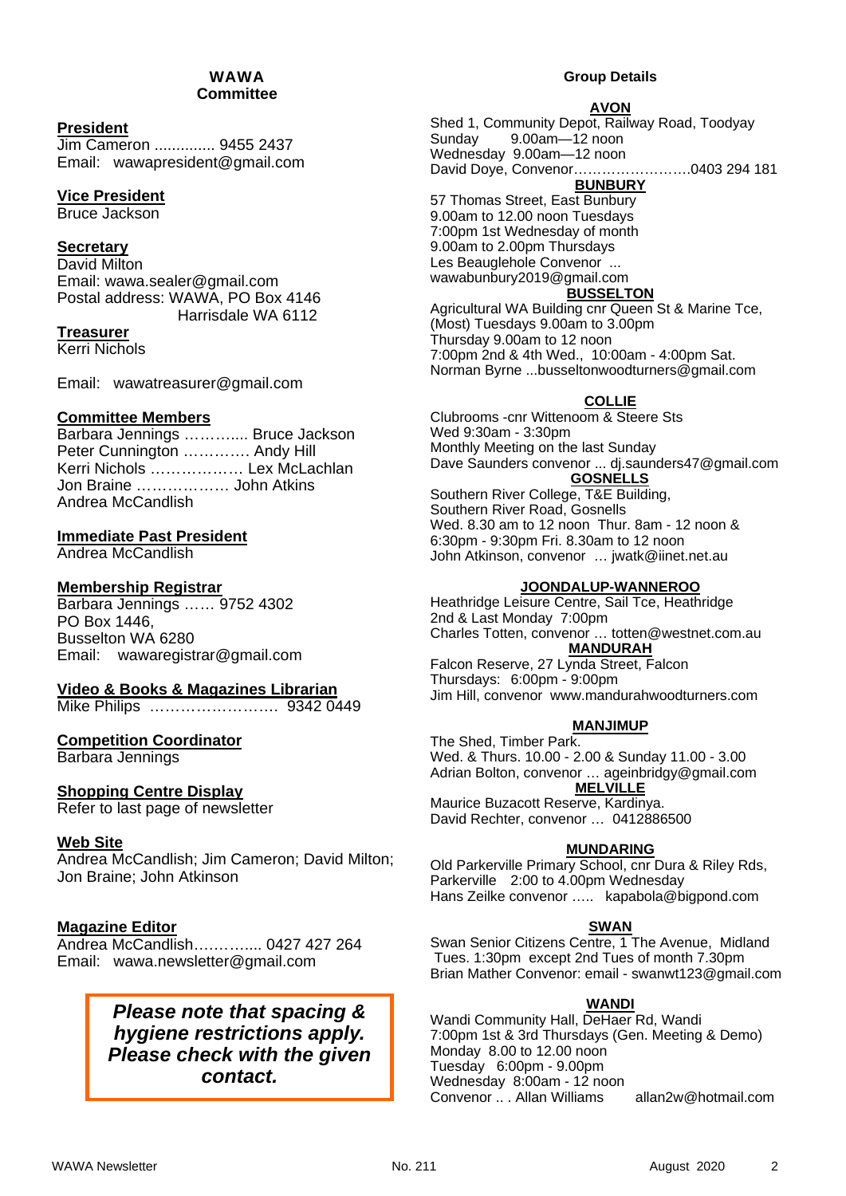## WAWA Committee

**President**
Jim Cameron .............. 9455 2437
Email: wawapresident@gmail.com

**Vice President**
Bruce Jackson

**Secretary**
David Milton
Email: wawa.sealer@gmail.com
Postal address: WAWA, PO Box 4146
Harrisdale WA 6112

**Treasurer**
Kerri Nichols

Email: wawatreasurer@gmail.com

**Committee Members**
Barbara Jennings ………..... Bruce Jackson
Peter Cunnington …………. Andy Hill
Kerri Nichols ……………… Lex McLachlan
Jon Braine ……………… John Atkins
Andrea McCandlish

**Immediate Past President**
Andrea McCandlish

**Membership Registrar**
Barbara Jennings …… 9752 4302
PO Box 1446,
Busselton WA 6280
Email: wawaregistrar@gmail.com

**Video & Books & Magazines Librarian**
Mike Philips ……………………. 9342 0449

**Competition Coordinator**
Barbara Jennings

**Shopping Centre Display**
Refer to last page of newsletter

**Web Site**
Andrea McCandlish; Jim Cameron; David Milton; Jon Braine; John Atkinson

**Magazine Editor**
Andrea McCandlish………..... 0427 427 264
Email: wawa.newsletter@gmail.com

***Please note that spacing & hygiene restrictions apply. Please check with the given contact.***

## Group Details

**AVON**
Shed 1, Community Depot, Railway Road, Toodyay
Sunday 9.00am—12 noon
Wednesday 9.00am—12 noon
David Doye, Convenor…………………….0403 294 181

**BUNBURY**
57 Thomas Street, East Bunbury
9.00am to 12.00 noon Tuesdays
7:00pm 1st Wednesday of month
9.00am to 2.00pm Thursdays
Les Beauglehole Convenor ...
wawabunbury2019@gmail.com

**BUSSELTON**
Agricultural WA Building cnr Queen St & Marine Tce,
(Most) Tuesdays 9.00am to 3.00pm
Thursday 9.00am to 12 noon
7:00pm 2nd & 4th Wed., 10:00am - 4:00pm Sat.
Norman Byrne ...busseltonwoodturners@gmail.com

**COLLIE**
Clubrooms -cnr Wittenoom & Steere Sts
Wed 9:30am - 3:30pm
Monthly Meeting on the last Sunday
Dave Saunders convenor ... dj.saunders47@gmail.com

**GOSNELLS**
Southern River College, T&E Building,
Southern River Road, Gosnells
Wed. 8.30 am to 12 noon Thur. 8am - 12 noon &
6:30pm - 9:30pm Fri. 8.30am to 12 noon
John Atkinson, convenor … jwatk@iinet.net.au

**JOONDALUP-WANNEROO**
Heathridge Leisure Centre, Sail Tce, Heathridge
2nd & Last Monday 7:00pm
Charles Totten, convenor … totten@westnet.com.au

**MANDURAH**
Falcon Reserve, 27 Lynda Street, Falcon
Thursdays: 6:00pm - 9:00pm
Jim Hill, convenor www.mandurahwoodturners.com

**MANJIMUP**
The Shed, Timber Park.
Wed. & Thurs. 10.00 - 2.00 & Sunday 11.00 - 3.00
Adrian Bolton, convenor … ageinbridgy@gmail.com

**MELVILLE**
Maurice Buzacott Reserve, Kardinya.
David Rechter, convenor … 0412886500

**MUNDARING**
Old Parkerville Primary School, cnr Dura & Riley Rds,
Parkerville 2:00 to 4.00pm Wednesday
Hans Zeilke convenor ….. kapabola@bigpond.com

**SWAN**
Swan Senior Citizens Centre, 1 The Avenue, Midland
Tues. 1:30pm except 2nd Tues of month 7.30pm
Brian Mather Convenor: email - swanwt123@gmail.com

**WANDI**
Wandi Community Hall, DeHaer Rd, Wandi
7:00pm 1st & 3rd Thursdays (Gen. Meeting & Demo)
Monday 8.00 to 12.00 noon
Tuesday 6:00pm - 9.00pm
Wednesday 8:00am - 12 noon
Convenor .. . Allan Williams allan2w@hotmail.com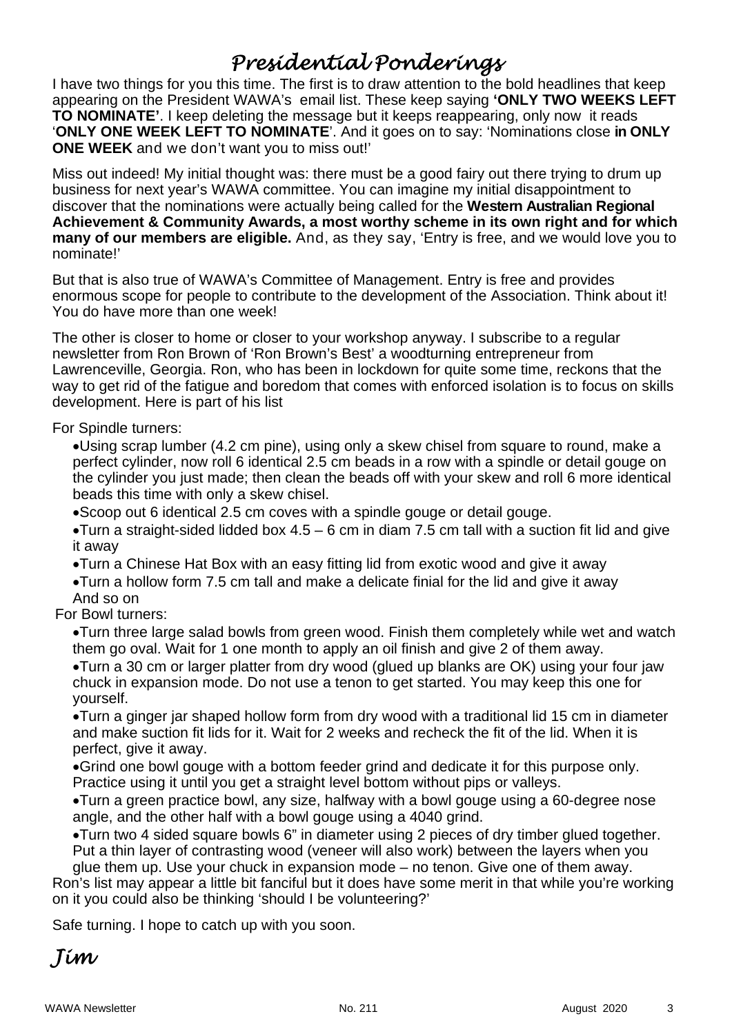# *Presidential Ponderings*

I have two things for you this time. The first is to draw attention to the bold headlines that keep appearing on the President WAWA's email list. These keep saying **'ONLY TWO WEEKS LEFT TO NOMINATE'**. I keep deleting the message but it keeps reappearing, only now it reads '**ONLY ONE WEEK LEFT TO NOMINATE**'. And it goes on to say: 'Nominations close **in ONLY ONE WEEK** and we don't want you to miss out!'

Miss out indeed! My initial thought was: there must be a good fairy out there trying to drum up business for next year's WAWA committee. You can imagine my initial disappointment to discover that the nominations were actually being called for the **Western Australian Regional Achievement & Community Awards, a most worthy scheme in its own right and for which many of our members are eligible.** And, as they say, 'Entry is free, and we would love you to nominate!'

But that is also true of WAWA's Committee of Management. Entry is free and provides enormous scope for people to contribute to the development of the Association. Think about it! You do have more than one week!

The other is closer to home or closer to your workshop anyway. I subscribe to a regular newsletter from Ron Brown of 'Ron Brown's Best' a woodturning entrepreneur from Lawrenceville, Georgia. Ron, who has been in lockdown for quite some time, reckons that the way to get rid of the fatigue and boredom that comes with enforced isolation is to focus on skills development. Here is part of his list

For Spindle turners:

- Using scrap lumber (4.2 cm pine), using only a skew chisel from square to round, make a perfect cylinder, now roll 6 identical 2.5 cm beads in a row with a spindle or detail gouge on the cylinder you just made; then clean the beads off with your skew and roll 6 more identical beads this time with only a skew chisel.
- Scoop out 6 identical 2.5 cm coves with a spindle gouge or detail gouge.
- Turn a straight-sided lidded box 4.5 – 6 cm in diam 7.5 cm tall with a suction fit lid and give it away
- Turn a Chinese Hat Box with an easy fitting lid from exotic wood and give it away
- Turn a hollow form 7.5 cm tall and make a delicate finial for the lid and give it away

And so on

For Bowl turners:

- Turn three large salad bowls from green wood. Finish them completely while wet and watch them go oval. Wait for 1 one month to apply an oil finish and give 2 of them away.
- Turn a 30 cm or larger platter from dry wood (glued up blanks are OK) using your four jaw chuck in expansion mode. Do not use a tenon to get started. You may keep this one for yourself.
- Turn a ginger jar shaped hollow form from dry wood with a traditional lid 15 cm in diameter and make suction fit lids for it. Wait for 2 weeks and recheck the fit of the lid. When it is perfect, give it away.
- Grind one bowl gouge with a bottom feeder grind and dedicate it for this purpose only. Practice using it until you get a straight level bottom without pips or valleys.
- Turn a green practice bowl, any size, halfway with a bowl gouge using a 60-degree nose angle, and the other half with a bowl gouge using a 4040 grind.
- Turn two 4 sided square bowls 6" in diameter using 2 pieces of dry timber glued together. Put a thin layer of contrasting wood (veneer will also work) between the layers when you glue them up. Use your chuck in expansion mode – no tenon. Give one of them away.

Ron's list may appear a little bit fanciful but it does have some merit in that while you're working on it you could also be thinking 'should I be volunteering?'

Safe turning. I hope to catch up with you soon.

*Jim*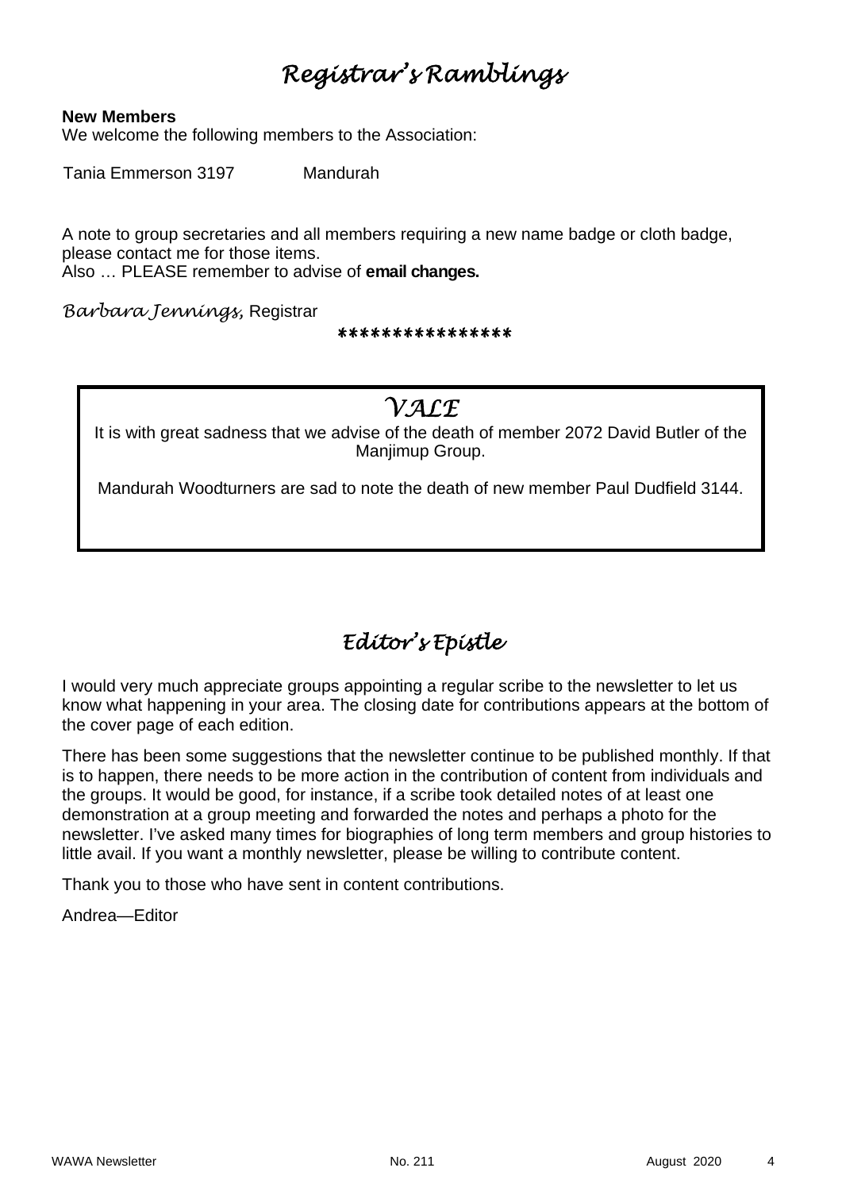# *Registrar's Ramblings*

**New Members**

We welcome the following members to the Association:

Tania Emmerson 3197 Mandurah

A note to group secretaries and all members requiring a new name badge or cloth badge, please contact me for those items.

Also … PLEASE remember to advise of **email changes.**

*Barbara Jennings,* Registrar

****************

## *VALE*

It is with great sadness that we advise of the death of member 2072 David Butler of the Manjimup Group.

Mandurah Woodturners are sad to note the death of new member Paul Dudfield 3144.

# *Editor's Epistle*

I would very much appreciate groups appointing a regular scribe to the newsletter to let us know what happening in your area. The closing date for contributions appears at the bottom of the cover page of each edition.

There has been some suggestions that the newsletter continue to be published monthly. If that is to happen, there needs to be more action in the contribution of content from individuals and the groups. It would be good, for instance, if a scribe took detailed notes of at least one demonstration at a group meeting and forwarded the notes and perhaps a photo for the newsletter. I've asked many times for biographies of long term members and group histories to little avail. If you want a monthly newsletter, please be willing to contribute content.

Thank you to those who have sent in content contributions.

Andrea—Editor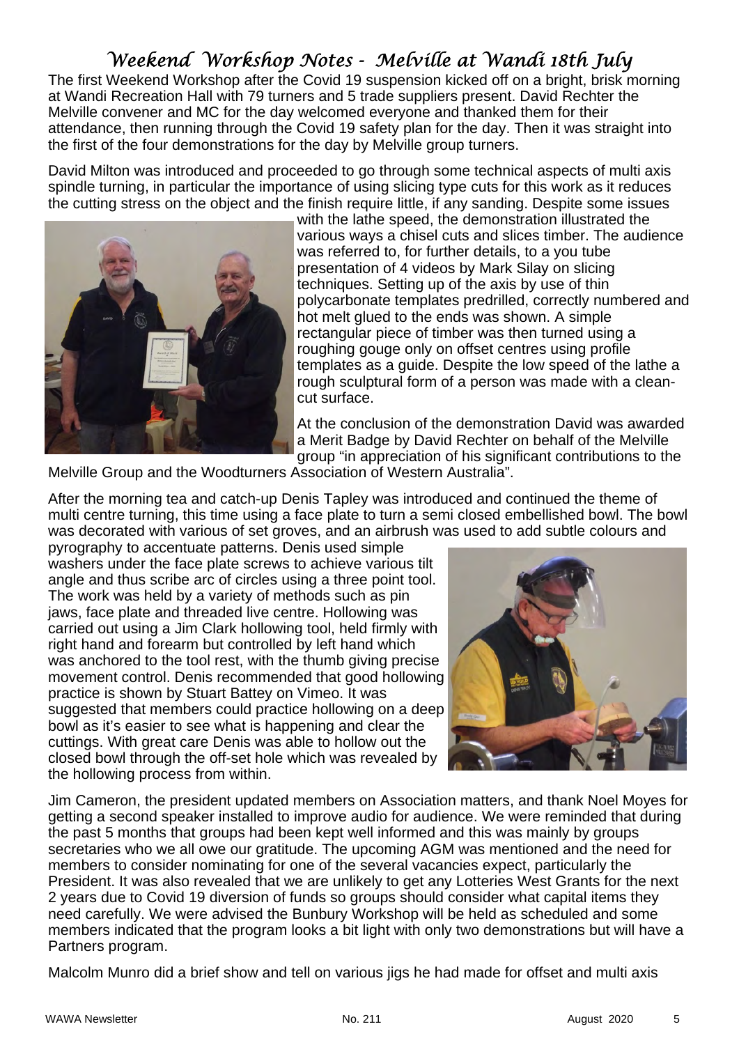# *Weekend Workshop Notes - Melville at Wandi 18th July*

The first Weekend Workshop after the Covid 19 suspension kicked off on a bright, brisk morning at Wandi Recreation Hall with 79 turners and 5 trade suppliers present. David Rechter the Melville convener and MC for the day welcomed everyone and thanked them for their attendance, then running through the Covid 19 safety plan for the day. Then it was straight into the first of the four demonstrations for the day by Melville group turners.

David Milton was introduced and proceeded to go through some technical aspects of multi axis spindle turning, in particular the importance of using slicing type cuts for this work as it reduces the cutting stress on the object and the finish require little, if any sanding. Despite some issues with the lathe speed, the demonstration illustrated the various ways a chisel cuts and slices timber. The audience was referred to, for further details, to a you tube presentation of 4 videos by Mark Silay on slicing techniques. Setting up of the axis by use of thin polycarbonate templates predrilled, correctly numbered and hot melt glued to the ends was shown. A simple rectangular piece of timber was then turned using a roughing gouge only on offset centres using profile templates as a guide. Despite the low speed of the lathe a rough sculptural form of a person was made with a clean-cut surface.

At the conclusion of the demonstration David was awarded a Merit Badge by David Rechter on behalf of the Melville group "in appreciation of his significant contributions to the Melville Group and the Woodturners Association of Western Australia".

After the morning tea and catch-up Denis Tapley was introduced and continued the theme of multi centre turning, this time using a face plate to turn a semi closed embellished bowl. The bowl was decorated with various of set groves, and an airbrush was used to add subtle colours and pyrography to accentuate patterns. Denis used simple washers under the face plate screws to achieve various tilt angle and thus scribe arc of circles using a three point tool. The work was held by a variety of methods such as pin jaws, face plate and threaded live centre. Hollowing was carried out using a Jim Clark hollowing tool, held firmly with right hand and forearm but controlled by left hand which was anchored to the tool rest, with the thumb giving precise movement control. Denis recommended that good hollowing practice is shown by Stuart Battey on Vimeo. It was suggested that members could practice hollowing on a deep bowl as it's easier to see what is happening and clear the cuttings. With great care Denis was able to hollow out the closed bowl through the off-set hole which was revealed by the hollowing process from within.

Jim Cameron, the president updated members on Association matters, and thank Noel Moyes for getting a second speaker installed to improve audio for audience. We were reminded that during the past 5 months that groups had been kept well informed and this was mainly by groups secretaries who we all owe our gratitude. The upcoming AGM was mentioned and the need for members to consider nominating for one of the several vacancies expect, particularly the President. It was also revealed that we are unlikely to get any Lotteries West Grants for the next 2 years due to Covid 19 diversion of funds so groups should consider what capital items they need carefully. We were advised the Bunbury Workshop will be held as scheduled and some members indicated that the program looks a bit light with only two demonstrations but will have a Partners program.

Malcolm Munro did a brief show and tell on various jigs he had made for offset and multi axis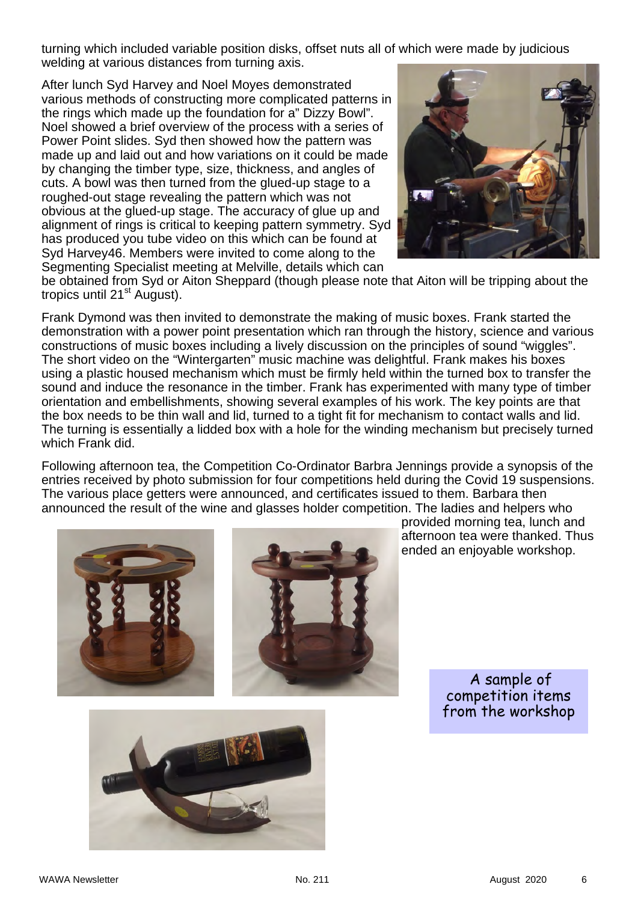turning which included variable position disks, offset nuts all of which were made by judicious welding at various distances from turning axis.

After lunch Syd Harvey and Noel Moyes demonstrated various methods of constructing more complicated patterns in the rings which made up the foundation for a" Dizzy Bowl". Noel showed a brief overview of the process with a series of Power Point slides. Syd then showed how the pattern was made up and laid out and how variations on it could be made by changing the timber type, size, thickness, and angles of cuts. A bowl was then turned from the glued-up stage to a roughed-out stage revealing the pattern which was not obvious at the glued-up stage. The accuracy of glue up and alignment of rings is critical to keeping pattern symmetry. Syd has produced you tube video on this which can be found at Syd Harvey46. Members were invited to come along to the Segmenting Specialist meeting at Melville, details which can be obtained from Syd or Aiton Sheppard (though please note that Aiton will be tripping about the tropics until 21st August).

Frank Dymond was then invited to demonstrate the making of music boxes. Frank started the demonstration with a power point presentation which ran through the history, science and various constructions of music boxes including a lively discussion on the principles of sound "wiggles". The short video on the "Wintergarten" music machine was delightful. Frank makes his boxes using a plastic housed mechanism which must be firmly held within the turned box to transfer the sound and induce the resonance in the timber. Frank has experimented with many type of timber orientation and embellishments, showing several examples of his work. The key points are that the box needs to be thin wall and lid, turned to a tight fit for mechanism to contact walls and lid. The turning is essentially a lidded box with a hole for the winding mechanism but precisely turned which Frank did.

Following afternoon tea, the Competition Co-Ordinator Barbra Jennings provide a synopsis of the entries received by photo submission for four competitions held during the Covid 19 suspensions. The various place getters were announced, and certificates issued to them. Barbara then announced the result of the wine and glasses holder competition. The ladies and helpers who provided morning tea, lunch and afternoon tea were thanked. Thus ended an enjoyable workshop.

A sample of competition items from the workshop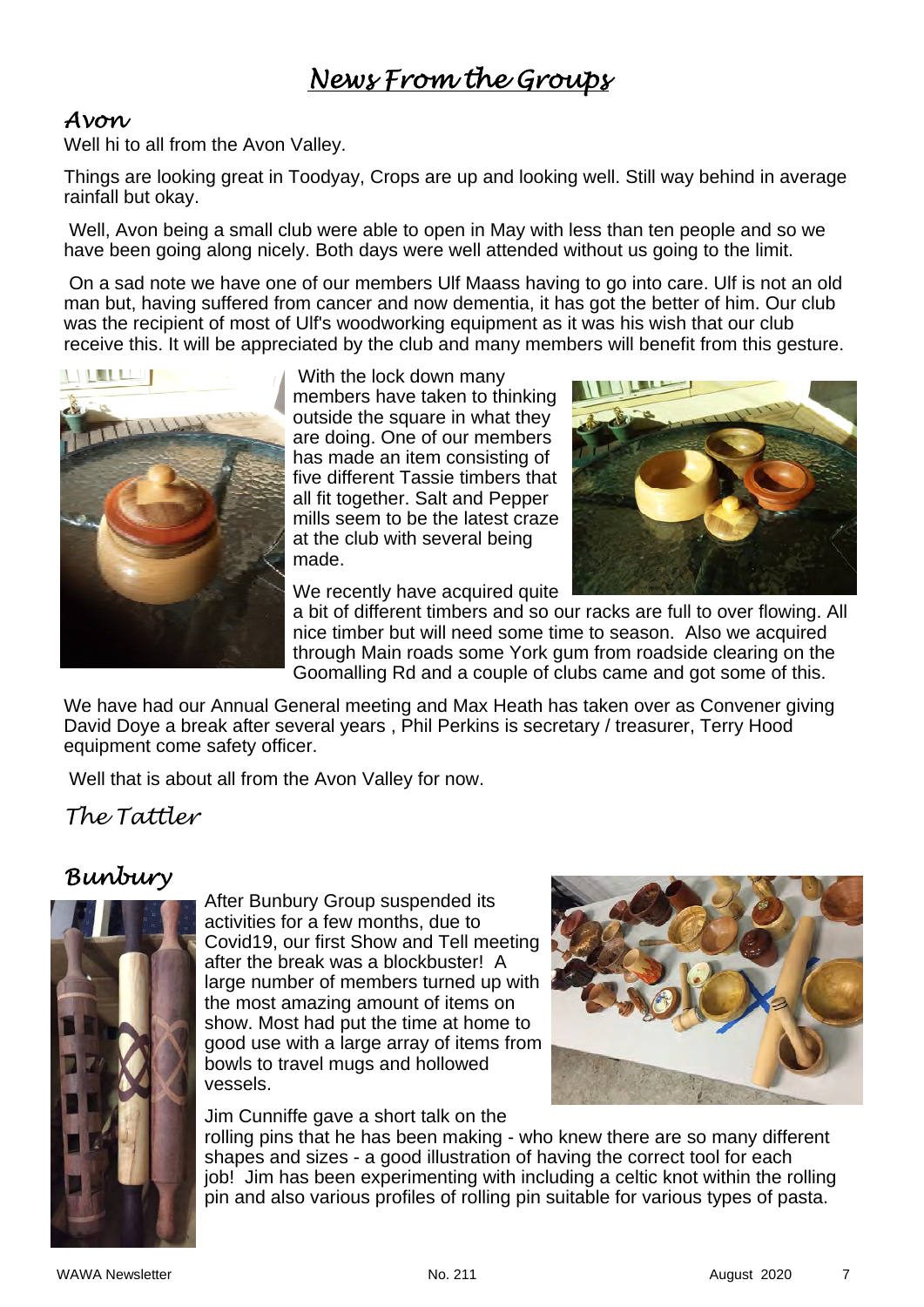# News From the Groups

## Avon

Well hi to all from the Avon Valley.

Things are looking great in Toodyay, Crops are up and looking well. Still way behind in average rainfall but okay.

Well, Avon being a small club were able to open in May with less than ten people and so we have been going along nicely. Both days were well attended without us going to the limit.

On a sad note we have one of our members Ulf Maass having to go into care. Ulf is not an old man but, having suffered from cancer and now dementia, it has got the better of him. Our club was the recipient of most of Ulf's woodworking equipment as it was his wish that our club receive this. It will be appreciated by the club and many members will benefit from this gesture.

With the lock down many members have taken to thinking outside the square in what they are doing. One of our members has made an item consisting of five different Tassie timbers that all fit together. Salt and Pepper mills seem to be the latest craze at the club with several being made.

We recently have acquired quite a bit of different timbers and so our racks are full to over flowing. All nice timber but will need some time to season. Also we acquired through Main roads some York gum from roadside clearing on the Goomalling Rd and a couple of clubs came and got some of this.

We have had our Annual General meeting and Max Heath has taken over as Convener giving David Doye a break after several years , Phil Perkins is secretary / treasurer, Terry Hood equipment come safety officer.

Well that is about all from the Avon Valley for now.

*The Tattler*

## Bunbury

After Bunbury Group suspended its activities for a few months, due to Covid19, our first Show and Tell meeting after the break was a blockbuster! A large number of members turned up with the most amazing amount of items on show. Most had put the time at home to good use with a large array of items from bowls to travel mugs and hollowed vessels.

Jim Cunniffe gave a short talk on the rolling pins that he has been making - who knew there are so many different shapes and sizes - a good illustration of having the correct tool for each job! Jim has been experimenting with including a celtic knot within the rolling pin and also various profiles of rolling pin suitable for various types of pasta.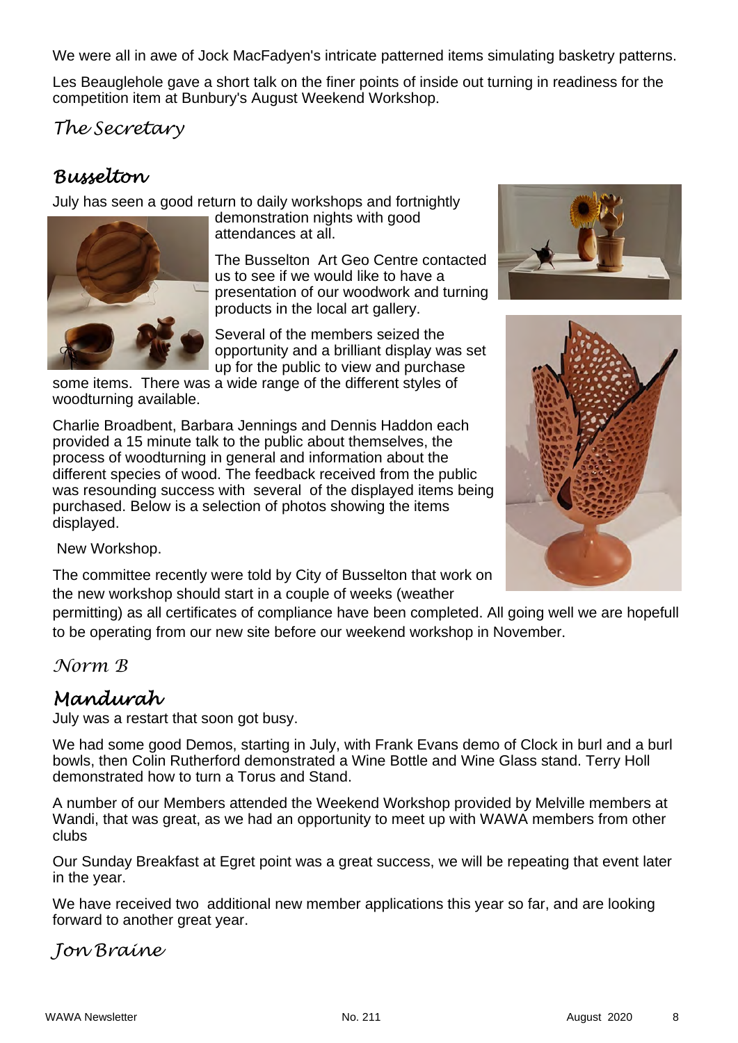We were all in awe of Jock MacFadyen's intricate patterned items simulating basketry patterns.

Les Beauglehole gave a short talk on the finer points of inside out turning in readiness for the competition item at Bunbury's August Weekend Workshop.

*The Secretary*

## Busselton

July has seen a good return to daily workshops and fortnightly demonstration nights with good attendances at all.

The Busselton Art Geo Centre contacted us to see if we would like to have a presentation of our woodwork and turning products in the local art gallery.

Several of the members seized the opportunity and a brilliant display was set up for the public to view and purchase some items. There was a wide range of the different styles of woodturning available.

Charlie Broadbent, Barbara Jennings and Dennis Haddon each provided a 15 minute talk to the public about themselves, the process of woodturning in general and information about the different species of wood. The feedback received from the public was resounding success with several of the displayed items being purchased. Below is a selection of photos showing the items displayed.

New Workshop.

The committee recently were told by City of Busselton that work on the new workshop should start in a couple of weeks (weather permitting) as all certificates of compliance have been completed. All going well we are hopefull to be operating from our new site before our weekend workshop in November.

*Norm B*

## Mandurah

July was a restart that soon got busy.

We had some good Demos, starting in July, with Frank Evans demo of Clock in burl and a burl bowls, then Colin Rutherford demonstrated a Wine Bottle and Wine Glass stand. Terry Holl demonstrated how to turn a Torus and Stand.

A number of our Members attended the Weekend Workshop provided by Melville members at Wandi, that was great, as we had an opportunity to meet up with WAWA members from other clubs

Our Sunday Breakfast at Egret point was a great success, we will be repeating that event later in the year.

We have received two additional new member applications this year so far, and are looking forward to another great year.

*Jon Braine*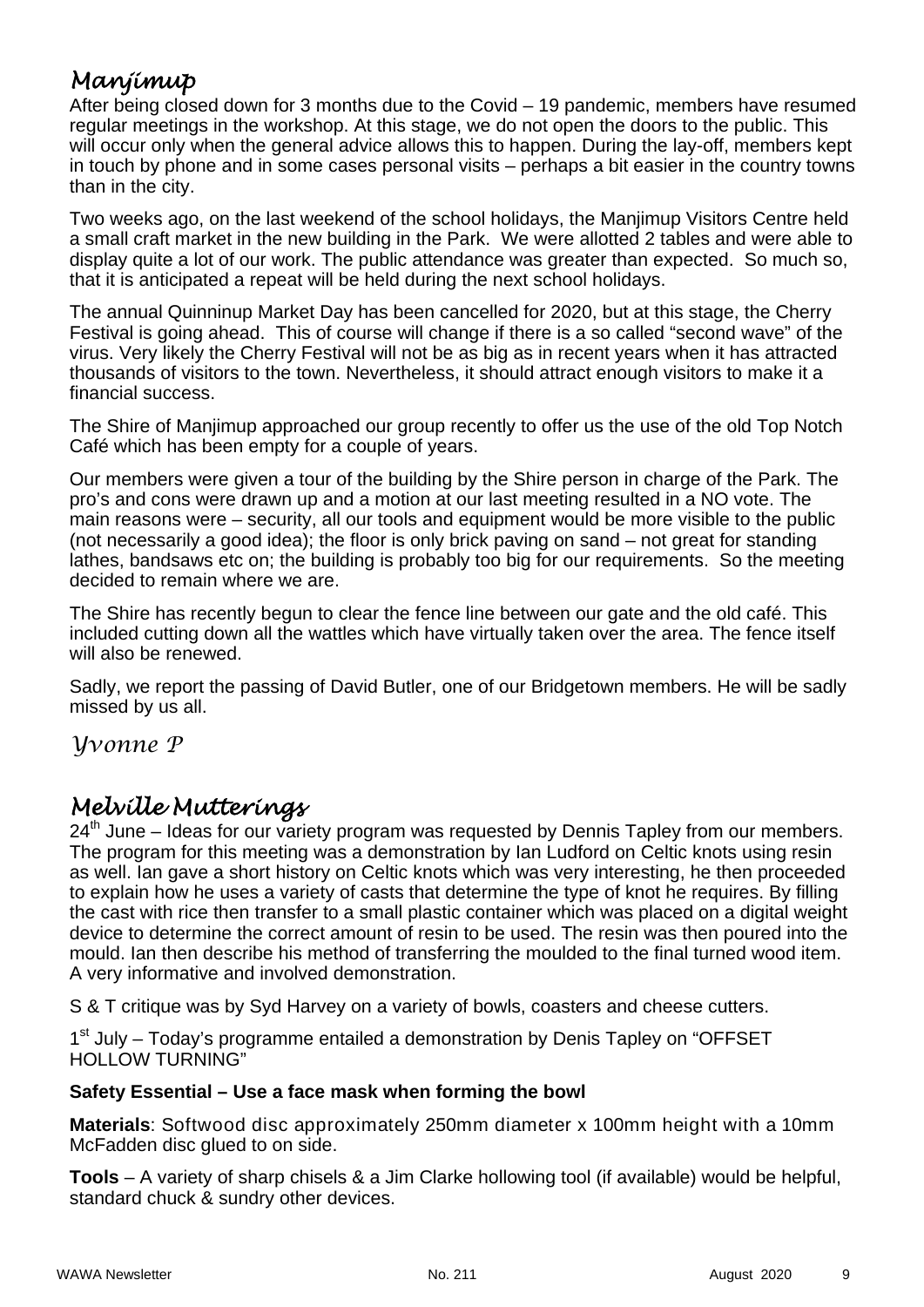## *Manjimup*

After being closed down for 3 months due to the Covid – 19 pandemic, members have resumed regular meetings in the workshop. At this stage, we do not open the doors to the public. This will occur only when the general advice allows this to happen. During the lay-off, members kept in touch by phone and in some cases personal visits – perhaps a bit easier in the country towns than in the city.

Two weeks ago, on the last weekend of the school holidays, the Manjimup Visitors Centre held a small craft market in the new building in the Park. We were allotted 2 tables and were able to display quite a lot of our work. The public attendance was greater than expected. So much so, that it is anticipated a repeat will be held during the next school holidays.

The annual Quinninup Market Day has been cancelled for 2020, but at this stage, the Cherry Festival is going ahead. This of course will change if there is a so called "second wave" of the virus. Very likely the Cherry Festival will not be as big as in recent years when it has attracted thousands of visitors to the town. Nevertheless, it should attract enough visitors to make it a financial success.

The Shire of Manjimup approached our group recently to offer us the use of the old Top Notch Café which has been empty for a couple of years.

Our members were given a tour of the building by the Shire person in charge of the Park. The pro's and cons were drawn up and a motion at our last meeting resulted in a NO vote. The main reasons were – security, all our tools and equipment would be more visible to the public (not necessarily a good idea); the floor is only brick paving on sand – not great for standing lathes, bandsaws etc on; the building is probably too big for our requirements. So the meeting decided to remain where we are.

The Shire has recently begun to clear the fence line between our gate and the old café. This included cutting down all the wattles which have virtually taken over the area. The fence itself will also be renewed.

Sadly, we report the passing of David Butler, one of our Bridgetown members. He will be sadly missed by us all.

*Yvonne P*

## *Melville Mutterings*

24th June – Ideas for our variety program was requested by Dennis Tapley from our members. The program for this meeting was a demonstration by Ian Ludford on Celtic knots using resin as well. Ian gave a short history on Celtic knots which was very interesting, he then proceeded to explain how he uses a variety of casts that determine the type of knot he requires. By filling the cast with rice then transfer to a small plastic container which was placed on a digital weight device to determine the correct amount of resin to be used. The resin was then poured into the mould. Ian then describe his method of transferring the moulded to the final turned wood item. A very informative and involved demonstration.

S & T critique was by Syd Harvey on a variety of bowls, coasters and cheese cutters.

1st July – Today's programme entailed a demonstration by Denis Tapley on "OFFSET HOLLOW TURNING"

**Safety Essential – Use a face mask when forming the bowl**

**Materials**: Softwood disc approximately 250mm diameter x 100mm height with a 10mm McFadden disc glued to on side.

**Tools** – A variety of sharp chisels & a Jim Clarke hollowing tool (if available) would be helpful, standard chuck & sundry other devices.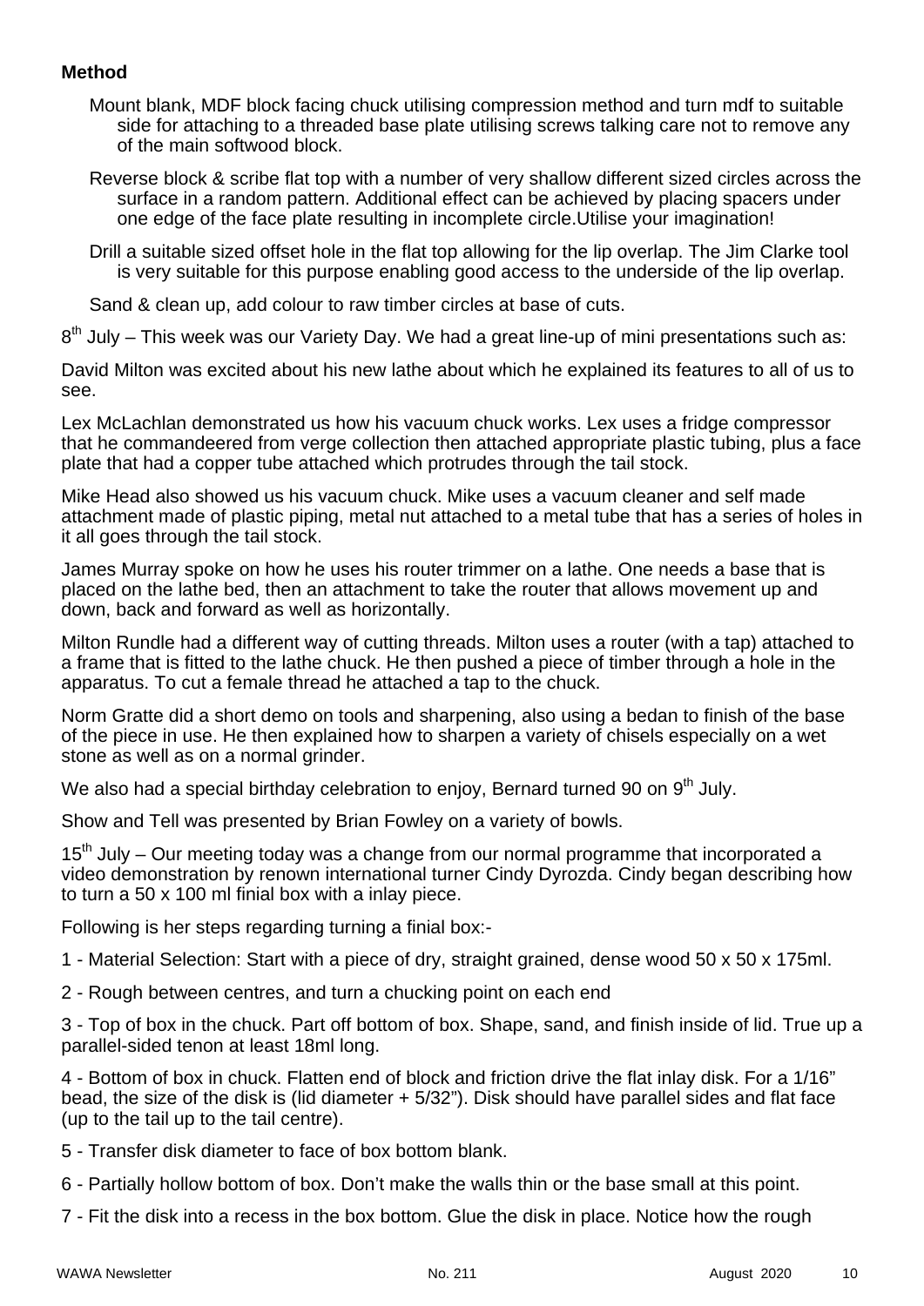**Method**

Mount blank, MDF block facing chuck utilising compression method and turn mdf to suitable side for attaching to a threaded base plate utilising screws talking care not to remove any of the main softwood block.

Reverse block & scribe flat top with a number of very shallow different sized circles across the surface in a random pattern. Additional effect can be achieved by placing spacers under one edge of the face plate resulting in incomplete circle.Utilise your imagination!

Drill a suitable sized offset hole in the flat top allowing for the lip overlap. The Jim Clarke tool is very suitable for this purpose enabling good access to the underside of the lip overlap.

Sand & clean up, add colour to raw timber circles at base of cuts.

8th July – This week was our Variety Day. We had a great line-up of mini presentations such as:

David Milton was excited about his new lathe about which he explained its features to all of us to see.

Lex McLachlan demonstrated us how his vacuum chuck works. Lex uses a fridge compressor that he commandeered from verge collection then attached appropriate plastic tubing, plus a face plate that had a copper tube attached which protrudes through the tail stock.

Mike Head also showed us his vacuum chuck. Mike uses a vacuum cleaner and self made attachment made of plastic piping, metal nut attached to a metal tube that has a series of holes in it all goes through the tail stock.

James Murray spoke on how he uses his router trimmer on a lathe. One needs a base that is placed on the lathe bed, then an attachment to take the router that allows movement up and down, back and forward as well as horizontally.

Milton Rundle had a different way of cutting threads. Milton uses a router (with a tap) attached to a frame that is fitted to the lathe chuck. He then pushed a piece of timber through a hole in the apparatus. To cut a female thread he attached a tap to the chuck.

Norm Gratte did a short demo on tools and sharpening, also using a bedan to finish of the base of the piece in use. He then explained how to sharpen a variety of chisels especially on a wet stone as well as on a normal grinder.

We also had a special birthday celebration to enjoy, Bernard turned 90 on 9th July.

Show and Tell was presented by Brian Fowley on a variety of bowls.

15th July – Our meeting today was a change from our normal programme that incorporated a video demonstration by renown international turner Cindy Dyrozda. Cindy began describing how to turn a 50 x 100 ml finial box with a inlay piece.

Following is her steps regarding turning a finial box:-

1 - Material Selection: Start with a piece of dry, straight grained, dense wood 50 x 50 x 175ml.

2 - Rough between centres, and turn a chucking point on each end

3 - Top of box in the chuck. Part off bottom of box. Shape, sand, and finish inside of lid. True up a parallel-sided tenon at least 18ml long.

4 - Bottom of box in chuck. Flatten end of block and friction drive the flat inlay disk. For a 1/16" bead, the size of the disk is (lid diameter + 5/32"). Disk should have parallel sides and flat face (up to the tail up to the tail centre).

5 - Transfer disk diameter to face of box bottom blank.

6 - Partially hollow bottom of box. Don't make the walls thin or the base small at this point.

7 - Fit the disk into a recess in the box bottom. Glue the disk in place. Notice how the rough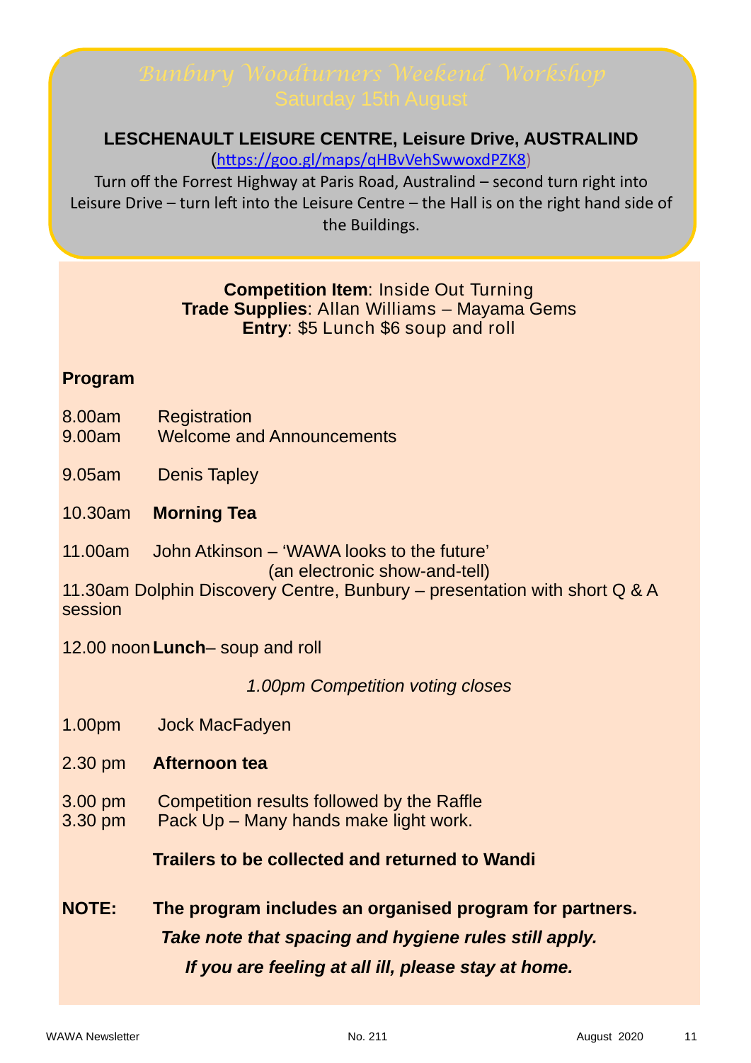# Bunbury Woodturners Weekend Workshop

## Saturday 15th August

**LESCHENAULT LEISURE CENTRE, Leisure Drive, AUSTRALIND**

(https://goo.gl/maps/qHBvVehSwwoxdPZK8)

Turn off the Forrest Highway at Paris Road, Australind – second turn right into Leisure Drive – turn left into the Leisure Centre – the Hall is on the right hand side of the Buildings.

**Competition Item**: Inside Out Turning
**Trade Supplies**: Allan Williams – Mayama Gems
**Entry**: $5 Lunch $6 soup and roll

**Program**

8.00am Registration
9.00am Welcome and Announcements

9.05am Denis Tapley

10.30am **Morning Tea**

11.00am John Atkinson – 'WAWA looks to the future' (an electronic show-and-tell)

11.30am Dolphin Discovery Centre, Bunbury – presentation with short Q & A session

12.00 noon **Lunch**– soup and roll

*1.00pm Competition voting closes*

1.00pm Jock MacFadyen

2.30 pm **Afternoon tea**

3.00 pm Competition results followed by the Raffle
3.30 pm Pack Up – Many hands make light work.

**Trailers to be collected and returned to Wandi**

**NOTE: The program includes an organised program for partners.**

***Take note that spacing and hygiene rules still apply.***

***If you are feeling at all ill, please stay at home.***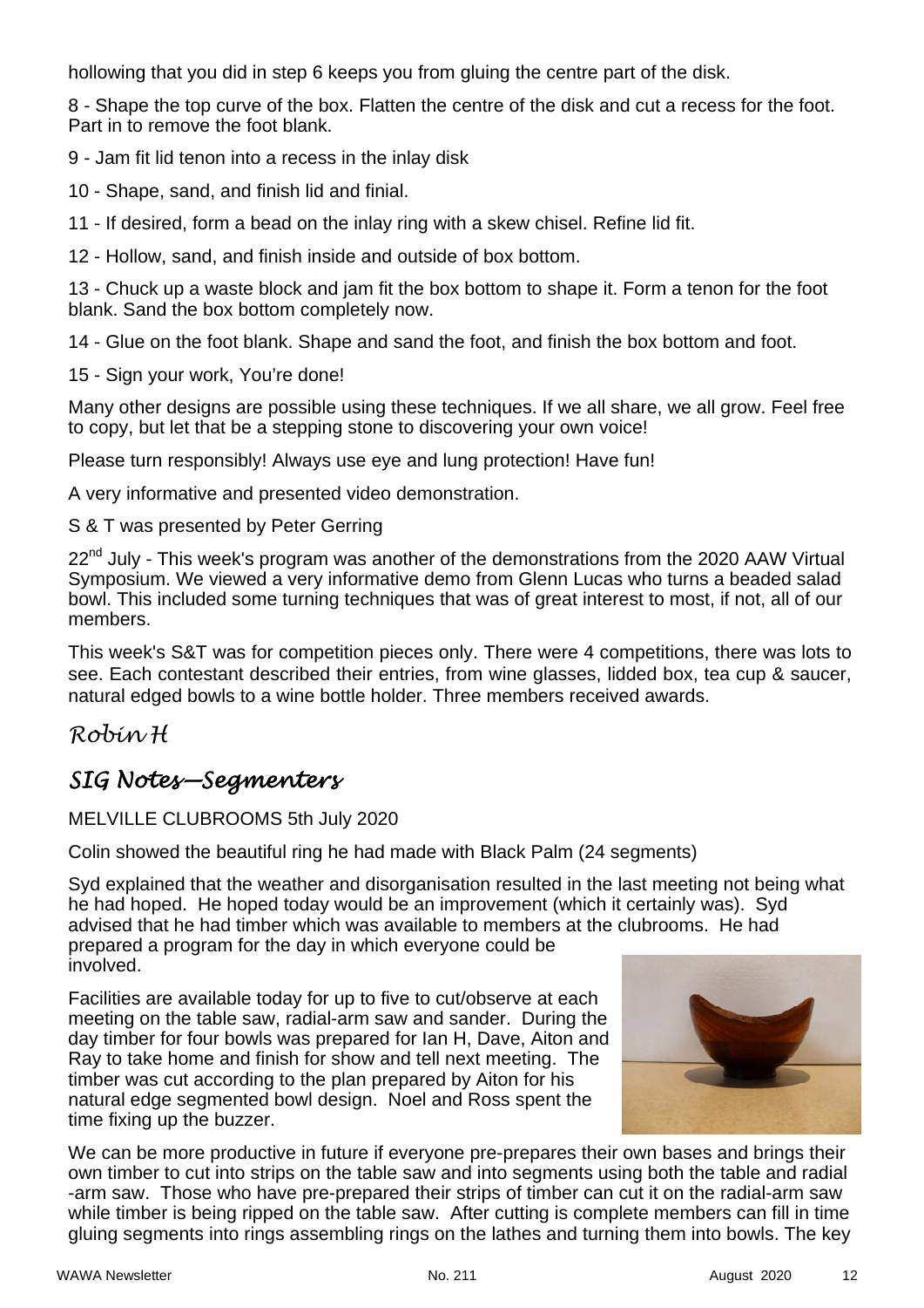hollowing that you did in step 6 keeps you from gluing the centre part of the disk.

8 - Shape the top curve of the box. Flatten the centre of the disk and cut a recess for the foot. Part in to remove the foot blank.

9 - Jam fit lid tenon into a recess in the inlay disk

10 - Shape, sand, and finish lid and finial.

11 - If desired, form a bead on the inlay ring with a skew chisel. Refine lid fit.

12 - Hollow, sand, and finish inside and outside of box bottom.

13 - Chuck up a waste block and jam fit the box bottom to shape it. Form a tenon for the foot blank. Sand the box bottom completely now.

14 - Glue on the foot blank. Shape and sand the foot, and finish the box bottom and foot.

15 - Sign your work, You're done!

Many other designs are possible using these techniques. If we all share, we all grow. Feel free to copy, but let that be a stepping stone to discovering your own voice!

Please turn responsibly! Always use eye and lung protection! Have fun!

A very informative and presented video demonstration.

S & T was presented by Peter Gerring

22nd July - This week's program was another of the demonstrations from the 2020 AAW Virtual Symposium. We viewed a very informative demo from Glenn Lucas who turns a beaded salad bowl. This included some turning techniques that was of great interest to most, if not, all of our members.

This week's S&T was for competition pieces only. There were 4 competitions, there was lots to see. Each contestant described their entries, from wine glasses, lidded box, tea cup & saucer, natural edged bowls to a wine bottle holder. Three members received awards.

*Robin H*

## *SIG Notes—Segmenters*

MELVILLE CLUBROOMS 5th July 2020

Colin showed the beautiful ring he had made with Black Palm (24 segments)

Syd explained that the weather and disorganisation resulted in the last meeting not being what he had hoped. He hoped today would be an improvement (which it certainly was). Syd advised that he had timber which was available to members at the clubrooms. He had prepared a program for the day in which everyone could be involved.

Facilities are available today for up to five to cut/observe at each meeting on the table saw, radial-arm saw and sander. During the day timber for four bowls was prepared for Ian H, Dave, Aiton and Ray to take home and finish for show and tell next meeting. The timber was cut according to the plan prepared by Aiton for his natural edge segmented bowl design. Noel and Ross spent the time fixing up the buzzer.

We can be more productive in future if everyone pre-prepares their own bases and brings their own timber to cut into strips on the table saw and into segments using both the table and radial -arm saw. Those who have pre-prepared their strips of timber can cut it on the radial-arm saw while timber is being ripped on the table saw. After cutting is complete members can fill in time gluing segments into rings assembling rings on the lathes and turning them into bowls. The key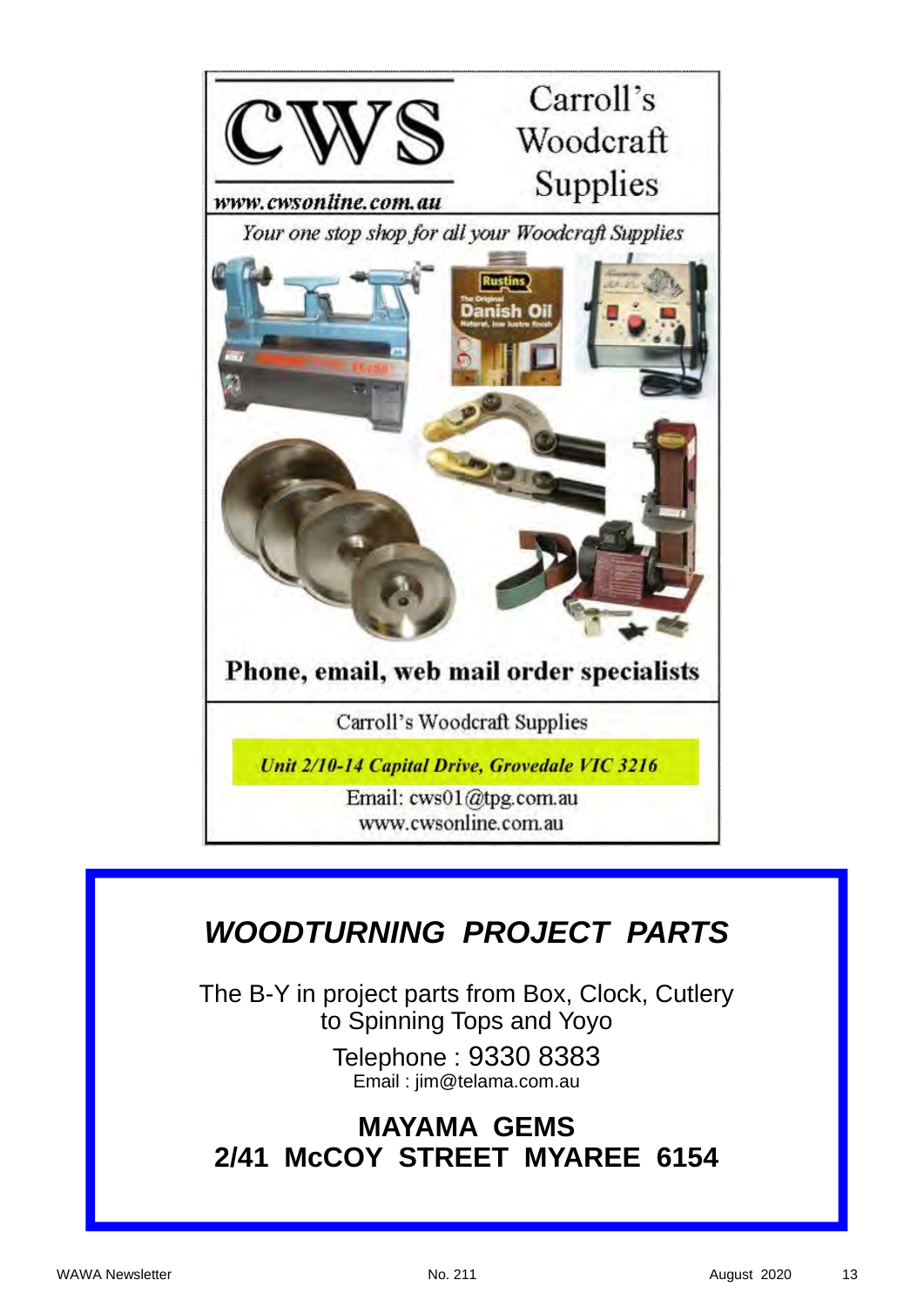# CWS

www.cwsonline.com.au

**Carroll's Woodcraft Supplies**

*Your one stop shop for all your Woodcraft Supplies*

**Phone, email, web mail order specialists**

Carroll's Woodcraft Supplies

***Unit 2/10-14 Capital Drive, Grovedale VIC 3216***

Email: cws01@tpg.com.au
www.cwsonline.com.au

---

## *WOODTURNING PROJECT PARTS*

The B-Y in project parts from Box, Clock, Cutlery to Spinning Tops and Yoyo

Telephone : 9330 8383
Email : jim@telama.com.au

**MAYAMA GEMS**
**2/41 McCOY STREET MYAREE 6154**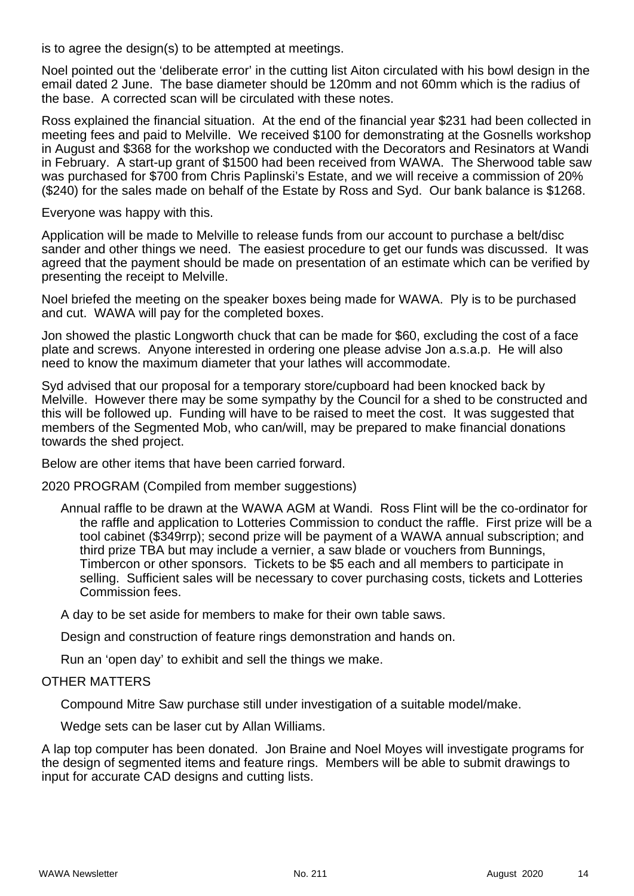is to agree the design(s) to be attempted at meetings.

Noel pointed out the 'deliberate error' in the cutting list Aiton circulated with his bowl design in the email dated 2 June. The base diameter should be 120mm and not 60mm which is the radius of the base. A corrected scan will be circulated with these notes.

Ross explained the financial situation. At the end of the financial year $231 had been collected in meeting fees and paid to Melville. We received $100 for demonstrating at the Gosnells workshop in August and $368 for the workshop we conducted with the Decorators and Resinators at Wandi in February. A start-up grant of $1500 had been received from WAWA. The Sherwood table saw was purchased for $700 from Chris Paplinski's Estate, and we will receive a commission of 20% ($240) for the sales made on behalf of the Estate by Ross and Syd. Our bank balance is $1268.

Everyone was happy with this.

Application will be made to Melville to release funds from our account to purchase a belt/disc sander and other things we need. The easiest procedure to get our funds was discussed. It was agreed that the payment should be made on presentation of an estimate which can be verified by presenting the receipt to Melville.

Noel briefed the meeting on the speaker boxes being made for WAWA. Ply is to be purchased and cut. WAWA will pay for the completed boxes.

Jon showed the plastic Longworth chuck that can be made for $60, excluding the cost of a face plate and screws. Anyone interested in ordering one please advise Jon a.s.a.p. He will also need to know the maximum diameter that your lathes will accommodate.

Syd advised that our proposal for a temporary store/cupboard had been knocked back by Melville. However there may be some sympathy by the Council for a shed to be constructed and this will be followed up. Funding will have to be raised to meet the cost. It was suggested that members of the Segmented Mob, who can/will, may be prepared to make financial donations towards the shed project.

Below are other items that have been carried forward.

2020 PROGRAM (Compiled from member suggestions)

Annual raffle to be drawn at the WAWA AGM at Wandi. Ross Flint will be the co-ordinator for the raffle and application to Lotteries Commission to conduct the raffle. First prize will be a tool cabinet ($349rrp); second prize will be payment of a WAWA annual subscription; and third prize TBA but may include a vernier, a saw blade or vouchers from Bunnings, Timbercon or other sponsors. Tickets to be $5 each and all members to participate in selling. Sufficient sales will be necessary to cover purchasing costs, tickets and Lotteries Commission fees.

A day to be set aside for members to make for their own table saws.

Design and construction of feature rings demonstration and hands on.

Run an 'open day' to exhibit and sell the things we make.

OTHER MATTERS

Compound Mitre Saw purchase still under investigation of a suitable model/make.

Wedge sets can be laser cut by Allan Williams.

A lap top computer has been donated. Jon Braine and Noel Moyes will investigate programs for the design of segmented items and feature rings. Members will be able to submit drawings to input for accurate CAD designs and cutting lists.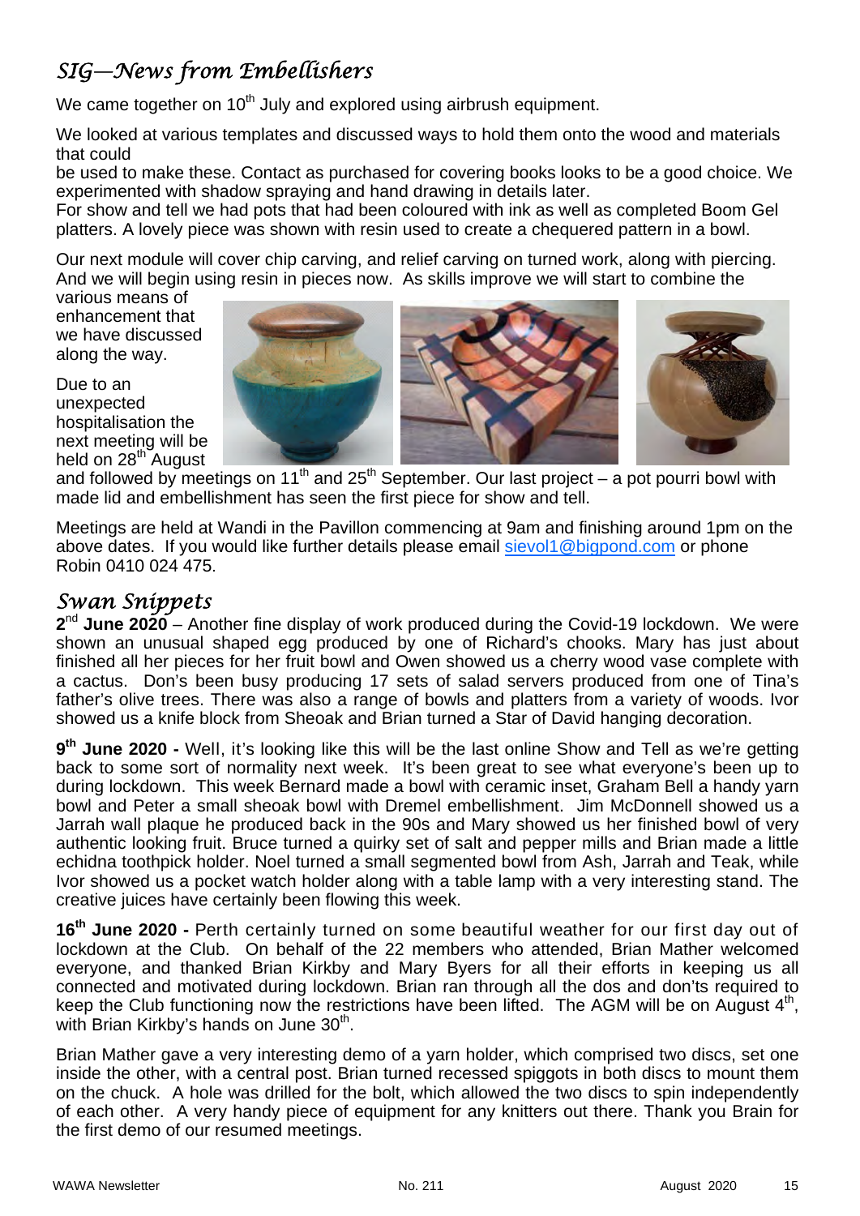## SIG—News from Embellishers

We came together on 10th July and explored using airbrush equipment.

We looked at various templates and discussed ways to hold them onto the wood and materials that could be used to make these. Contact as purchased for covering books looks to be a good choice. We experimented with shadow spraying and hand drawing in details later.

For show and tell we had pots that had been coloured with ink as well as completed Boom Gel platters. A lovely piece was shown with resin used to create a chequered pattern in a bowl.

Our next module will cover chip carving, and relief carving on turned work, along with piercing. And we will begin using resin in pieces now. As skills improve we will start to combine the various means of enhancement that we have discussed along the way.

Due to an unexpected hospitalisation the next meeting will be held on 28th August and followed by meetings on 11th and 25th September. Our last project – a pot pourri bowl with made lid and embellishment has seen the first piece for show and tell.

Meetings are held at Wandi in the Pavillon commencing at 9am and finishing around 1pm on the above dates. If you would like further details please email sievol1@bigpond.com or phone Robin 0410 024 475.

## Swan Snippets

**2nd June 2020** – Another fine display of work produced during the Covid-19 lockdown. We were shown an unusual shaped egg produced by one of Richard's chooks. Mary has just about finished all her pieces for her fruit bowl and Owen showed us a cherry wood vase complete with a cactus. Don's been busy producing 17 sets of salad servers produced from one of Tina's father's olive trees. There was also a range of bowls and platters from a variety of woods. Ivor showed us a knife block from Sheoak and Brian turned a Star of David hanging decoration.

**9th June 2020 -** Well, it's looking like this will be the last online Show and Tell as we're getting back to some sort of normality next week. It's been great to see what everyone's been up to during lockdown. This week Bernard made a bowl with ceramic inset, Graham Bell a handy yarn bowl and Peter a small sheoak bowl with Dremel embellishment. Jim McDonnell showed us a Jarrah wall plaque he produced back in the 90s and Mary showed us her finished bowl of very authentic looking fruit. Bruce turned a quirky set of salt and pepper mills and Brian made a little echidna toothpick holder. Noel turned a small segmented bowl from Ash, Jarrah and Teak, while Ivor showed us a pocket watch holder along with a table lamp with a very interesting stand. The creative juices have certainly been flowing this week.

**16th June 2020 -** Perth certainly turned on some beautiful weather for our first day out of lockdown at the Club. On behalf of the 22 members who attended, Brian Mather welcomed everyone, and thanked Brian Kirkby and Mary Byers for all their efforts in keeping us all connected and motivated during lockdown. Brian ran through all the dos and don'ts required to keep the Club functioning now the restrictions have been lifted. The AGM will be on August 4th, with Brian Kirkby's hands on June 30th.

Brian Mather gave a very interesting demo of a yarn holder, which comprised two discs, set one inside the other, with a central post. Brian turned recessed spiggots in both discs to mount them on the chuck. A hole was drilled for the bolt, which allowed the two discs to spin independently of each other. A very handy piece of equipment for any knitters out there. Thank you Brain for the first demo of our resumed meetings.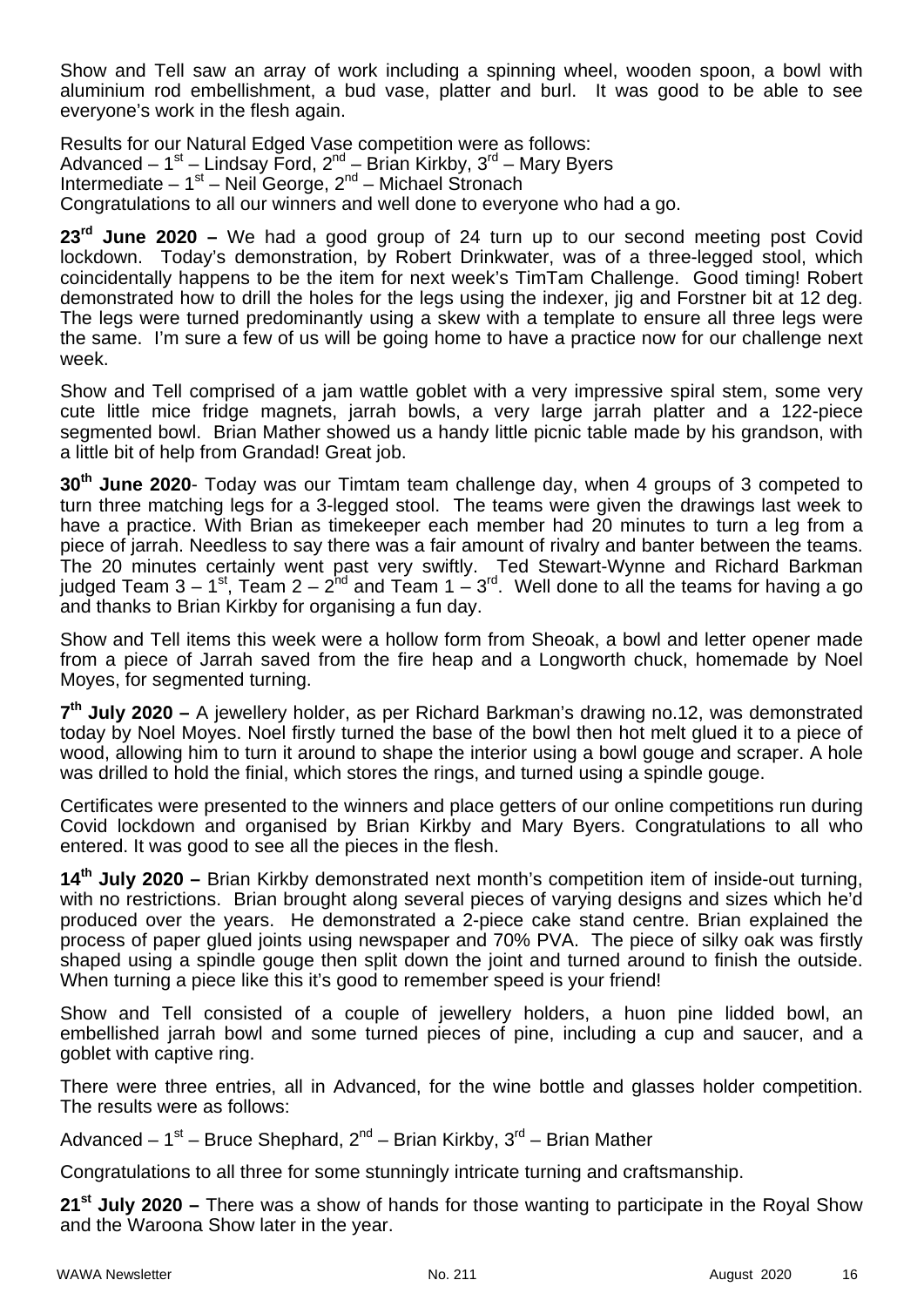Show and Tell saw an array of work including a spinning wheel, wooden spoon, a bowl with aluminium rod embellishment, a bud vase, platter and burl. It was good to be able to see everyone's work in the flesh again.

Results for our Natural Edged Vase competition were as follows:
Advanced – 1st – Lindsay Ford, 2nd – Brian Kirkby, 3rd – Mary Byers
Intermediate – 1st – Neil George, 2nd – Michael Stronach
Congratulations to all our winners and well done to everyone who had a go.

**23rd June 2020 –** We had a good group of 24 turn up to our second meeting post Covid lockdown. Today's demonstration, by Robert Drinkwater, was of a three-legged stool, which coincidentally happens to be the item for next week's TimTam Challenge. Good timing! Robert demonstrated how to drill the holes for the legs using the indexer, jig and Forstner bit at 12 deg. The legs were turned predominantly using a skew with a template to ensure all three legs were the same. I'm sure a few of us will be going home to have a practice now for our challenge next week.

Show and Tell comprised of a jam wattle goblet with a very impressive spiral stem, some very cute little mice fridge magnets, jarrah bowls, a very large jarrah platter and a 122-piece segmented bowl. Brian Mather showed us a handy little picnic table made by his grandson, with a little bit of help from Grandad! Great job.

**30th June 2020**- Today was our Timtam team challenge day, when 4 groups of 3 competed to turn three matching legs for a 3-legged stool. The teams were given the drawings last week to have a practice. With Brian as timekeeper each member had 20 minutes to turn a leg from a piece of jarrah. Needless to say there was a fair amount of rivalry and banter between the teams. The 20 minutes certainly went past very swiftly. Ted Stewart-Wynne and Richard Barkman judged Team 3 – 1st, Team 2 – 2nd and Team 1 – 3rd. Well done to all the teams for having a go and thanks to Brian Kirkby for organising a fun day.

Show and Tell items this week were a hollow form from Sheoak, a bowl and letter opener made from a piece of Jarrah saved from the fire heap and a Longworth chuck, homemade by Noel Moyes, for segmented turning.

**7th July 2020 –** A jewellery holder, as per Richard Barkman's drawing no.12, was demonstrated today by Noel Moyes. Noel firstly turned the base of the bowl then hot melt glued it to a piece of wood, allowing him to turn it around to shape the interior using a bowl gouge and scraper. A hole was drilled to hold the finial, which stores the rings, and turned using a spindle gouge.

Certificates were presented to the winners and place getters of our online competitions run during Covid lockdown and organised by Brian Kirkby and Mary Byers. Congratulations to all who entered. It was good to see all the pieces in the flesh.

**14th July 2020 –** Brian Kirkby demonstrated next month's competition item of inside-out turning, with no restrictions. Brian brought along several pieces of varying designs and sizes which he'd produced over the years. He demonstrated a 2-piece cake stand centre. Brian explained the process of paper glued joints using newspaper and 70% PVA. The piece of silky oak was firstly shaped using a spindle gouge then split down the joint and turned around to finish the outside. When turning a piece like this it's good to remember speed is your friend!

Show and Tell consisted of a couple of jewellery holders, a huon pine lidded bowl, an embellished jarrah bowl and some turned pieces of pine, including a cup and saucer, and a goblet with captive ring.

There were three entries, all in Advanced, for the wine bottle and glasses holder competition. The results were as follows:

Advanced – 1st – Bruce Shephard, 2nd – Brian Kirkby, 3rd – Brian Mather

Congratulations to all three for some stunningly intricate turning and craftsmanship.

**21st July 2020 –** There was a show of hands for those wanting to participate in the Royal Show and the Waroona Show later in the year.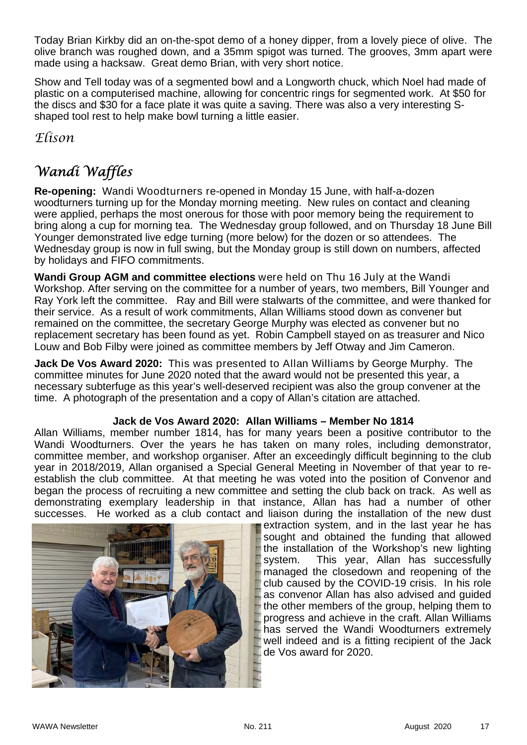Today Brian Kirkby did an on-the-spot demo of a honey dipper, from a lovely piece of olive. The olive branch was roughed down, and a 35mm spigot was turned. The grooves, 3mm apart were made using a hacksaw. Great demo Brian, with very short notice.

Show and Tell today was of a segmented bowl and a Longworth chuck, which Noel had made of plastic on a computerised machine, allowing for concentric rings for segmented work. At $50 for the discs and $30 for a face plate it was quite a saving. There was also a very interesting S-shaped tool rest to help make bowl turning a little easier.

*Elison*

## *Wandi Waffles*

**Re-opening:** Wandi Woodturners re-opened in Monday 15 June, with half-a-dozen woodturners turning up for the Monday morning meeting. New rules on contact and cleaning were applied, perhaps the most onerous for those with poor memory being the requirement to bring along a cup for morning tea. The Wednesday group followed, and on Thursday 18 June Bill Younger demonstrated live edge turning (more below) for the dozen or so attendees. The Wednesday group is now in full swing, but the Monday group is still down on numbers, affected by holidays and FIFO commitments.

**Wandi Group AGM and committee elections** were held on Thu 16 July at the Wandi Workshop. After serving on the committee for a number of years, two members, Bill Younger and Ray York left the committee. Ray and Bill were stalwarts of the committee, and were thanked for their service. As a result of work commitments, Allan Williams stood down as convener but remained on the committee, the secretary George Murphy was elected as convener but no replacement secretary has been found as yet. Robin Campbell stayed on as treasurer and Nico Louw and Bob Filby were joined as committee members by Jeff Otway and Jim Cameron.

**Jack De Vos Award 2020:** This was presented to Allan Williams by George Murphy. The committee minutes for June 2020 noted that the award would not be presented this year, a necessary subterfuge as this year's well-deserved recipient was also the group convener at the time. A photograph of the presentation and a copy of Allan's citation are attached.

**Jack de Vos Award 2020: Allan Williams – Member No 1814**

Allan Williams, member number 1814, has for many years been a positive contributor to the Wandi Woodturners. Over the years he has taken on many roles, including demonstrator, committee member, and workshop organiser. After an exceedingly difficult beginning to the club year in 2018/2019, Allan organised a Special General Meeting in November of that year to re-establish the club committee. At that meeting he was voted into the position of Convenor and began the process of recruiting a new committee and setting the club back on track. As well as demonstrating exemplary leadership in that instance, Allan has had a number of other successes. He worked as a club contact and liaison during the installation of the new dust extraction system, and in the last year he has sought and obtained the funding that allowed the installation of the Workshop's new lighting system. This year, Allan has successfully managed the closedown and reopening of the club caused by the COVID-19 crisis. In his role as convenor Allan has also advised and guided the other members of the group, helping them to progress and achieve in the craft. Allan Williams has served the Wandi Woodturners extremely well indeed and is a fitting recipient of the Jack de Vos award for 2020.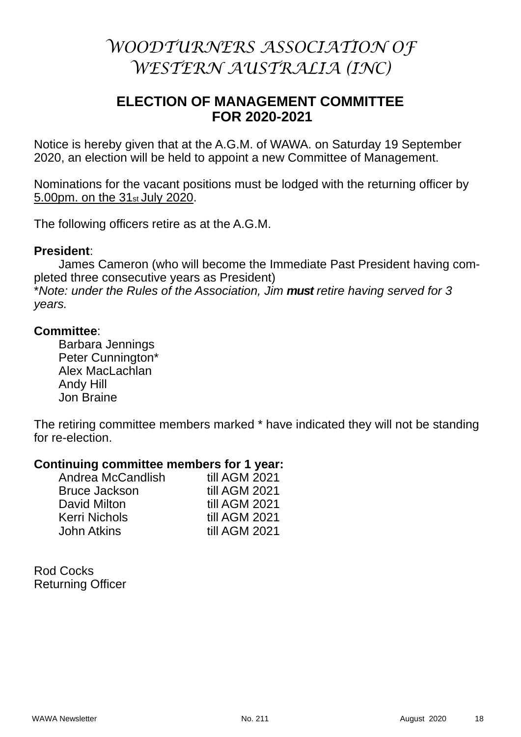# WOODTURNERS ASSOCIATION OF WESTERN AUSTRALIA (INC)

## ELECTION OF MANAGEMENT COMMITTEE FOR 2020-2021

Notice is hereby given that at the A.G.M. of WAWA. on Saturday 19 September 2020, an election will be held to appoint a new Committee of Management.

Nominations for the vacant positions must be lodged with the returning officer by 5.00pm. on the 31st July 2020.

The following officers retire as at the A.G.M.

**President**:

James Cameron (who will become the Immediate Past President having completed three consecutive years as President)

**Note: under the Rules of the Association, Jim* ***must*** *retire having served for 3 years.*

**Committee**:

Barbara Jennings
Peter Cunnington*
Alex MacLachlan
Andy Hill
Jon Braine

The retiring committee members marked * have indicated they will not be standing for re-election.

**Continuing committee members for 1 year:**

| | |
|---|---|
| Andrea McCandlish | till AGM 2021 |
| Bruce Jackson | till AGM 2021 |
| David Milton | till AGM 2021 |
| Kerri Nichols | till AGM 2021 |
| John Atkins | till AGM 2021 |

Rod Cocks
Returning Officer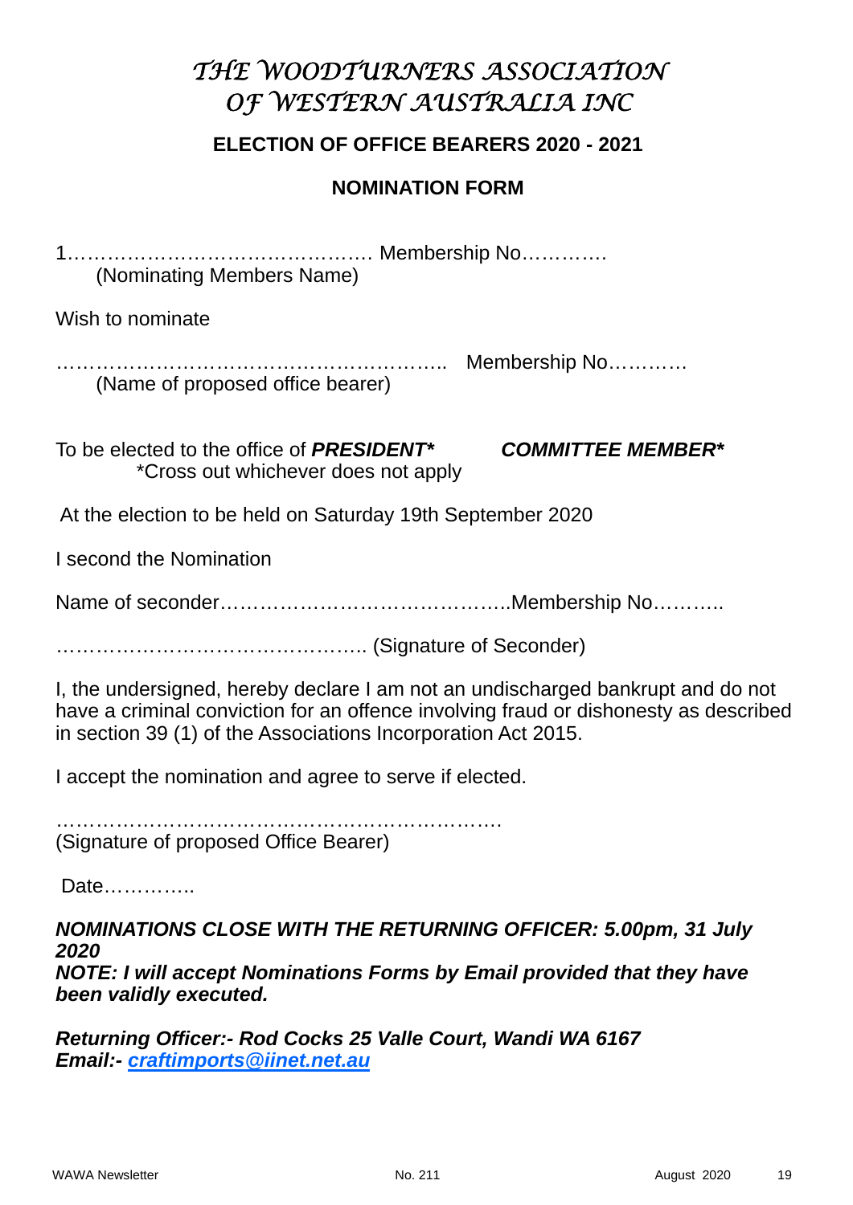# *THE WOODTURNERS ASSOCIATION OF WESTERN AUSTRALIA INC*

## ELECTION OF OFFICE BEARERS 2020 - 2021

## NOMINATION FORM

1……………………………………… Membership No………….
(Nominating Members Name)

Wish to nominate

………………………………………………….. Membership No…………
(Name of proposed office bearer)

To be elected to the office of ***PRESIDENT**** ***COMMITTEE MEMBER****
*Cross out whichever does not apply

At the election to be held on Saturday 19th September 2020

I second the Nomination

Name of seconder……………………………………..Membership No………..

……………………………………….. (Signature of Seconder)

I, the undersigned, hereby declare I am not an undischarged bankrupt and do not have a criminal conviction for an offence involving fraud or dishonesty as described in section 39 (1) of the Associations Incorporation Act 2015.

I accept the nomination and agree to serve if elected.

………………………………………………………….
(Signature of proposed Office Bearer)

Date…………..

***NOMINATIONS CLOSE WITH THE RETURNING OFFICER: 5.00pm, 31 July 2020***
***NOTE: I will accept Nominations Forms by Email provided that they have been validly executed.***

***Returning Officer:- Rod Cocks 25 Valle Court, Wandi WA 6167***
***Email:- craftimports@iinet.net.au***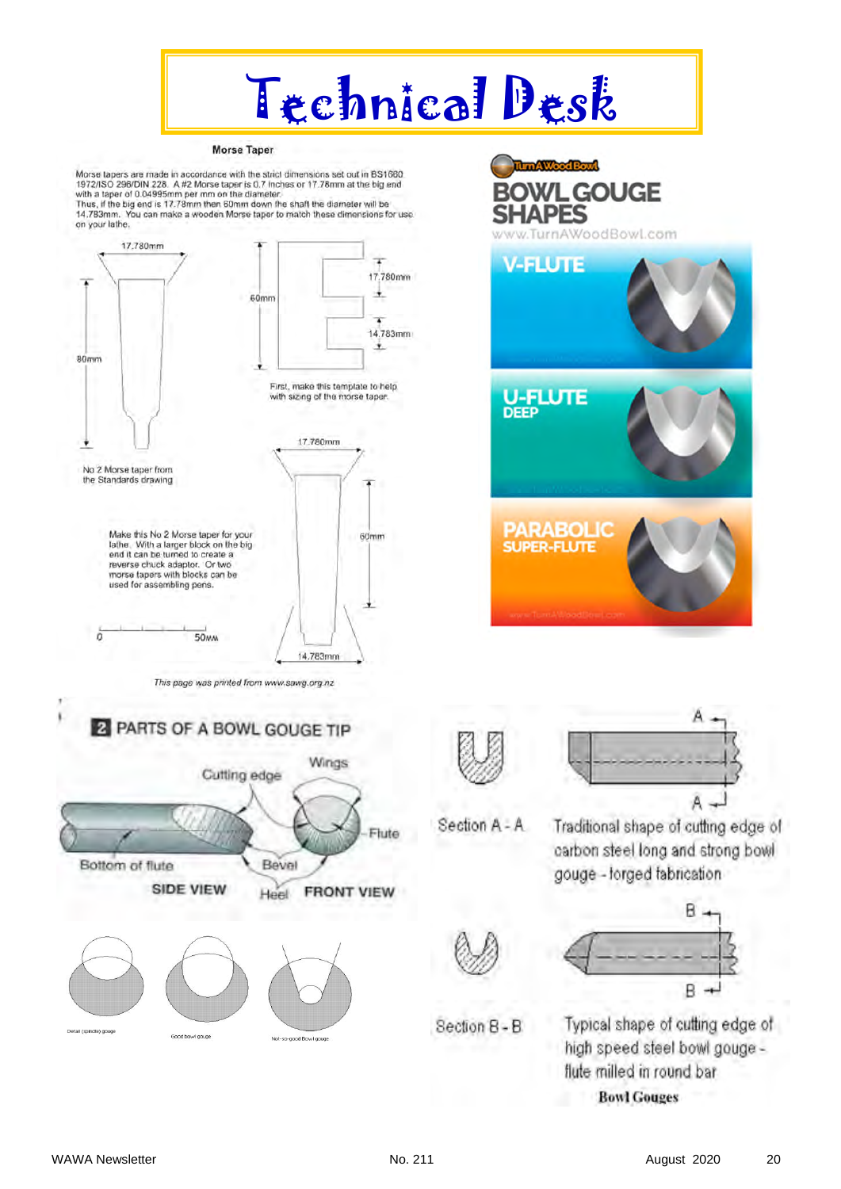# Technical Desk

## Morse Taper

Morse tapers are made in accordance with the strict dimensions set out in BS1660 1972/ISO 296/DIN 228. A #2 Morse taper is 0.7 inches or 17.78mm at the big end with a taper of 0.04995mm per mm on the diameter.
Thus, if the big end is 17.78mm then 60mm down the shaft the diameter will be 14.783mm. You can make a wooden Morse taper to match these dimensions for use on your lathe.

17.780mm

80mm

No 2 Morse taper from the Standards drawing

60mm

17.780mm

14.783mm

First, make this template to help with sizing of the morse taper.

17.780mm

60mm

14.783mm

Make this No 2 Morse taper for your lathe. With a larger block on the big end it can be turned to create a reverse chuck adaptor. Or two morse tapers with blocks can be used for assembling pens.

0 50MM

*This page was printed from www.sawg.org.nz*

## BOWL GOUGE SHAPES

www.TurnAWoodBowl.com

V-FLUTE

U-FLUTE DEEP

PARABOLIC SUPER-FLUTE

## 2 PARTS OF A BOWL GOUGE TIP

Cutting edge, Wings, Flute, Bottom of flute, Bevel, Heel

SIDE VIEW — FRONT VIEW

Detail (spindle) gouge — Good bowl gouge — Not-so-good Bowl gouge

Section A - A

Traditional shape of cutting edge of carbon steel long and strong bowl gouge - forged fabrication

Section B - B

Typical shape of cutting edge of high speed steel bowl gouge - flute milled in round bar

**Bowl Gouges**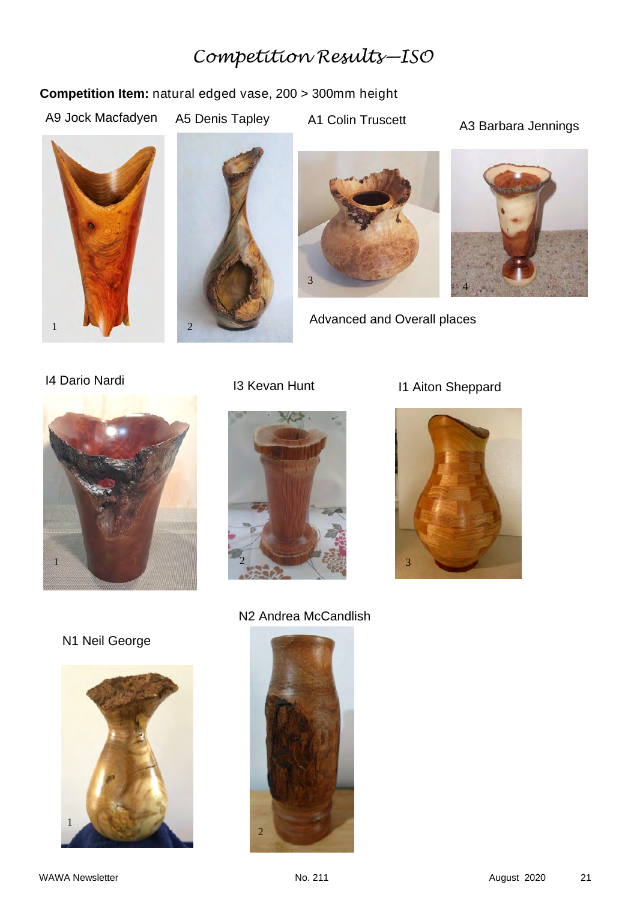# Competition Results—ISO

**Competition Item:** natural edged vase, 200 > 300mm height

A9 Jock Macfadyen

1

A5 Denis Tapley

2

A1 Colin Truscett

3

A3 Barbara Jennings

4

Advanced and Overall places

I4 Dario Nardi

1

I3 Kevan Hunt

2

I1 Aiton Sheppard

3

N1 Neil George

1

N2 Andrea McCandlish

2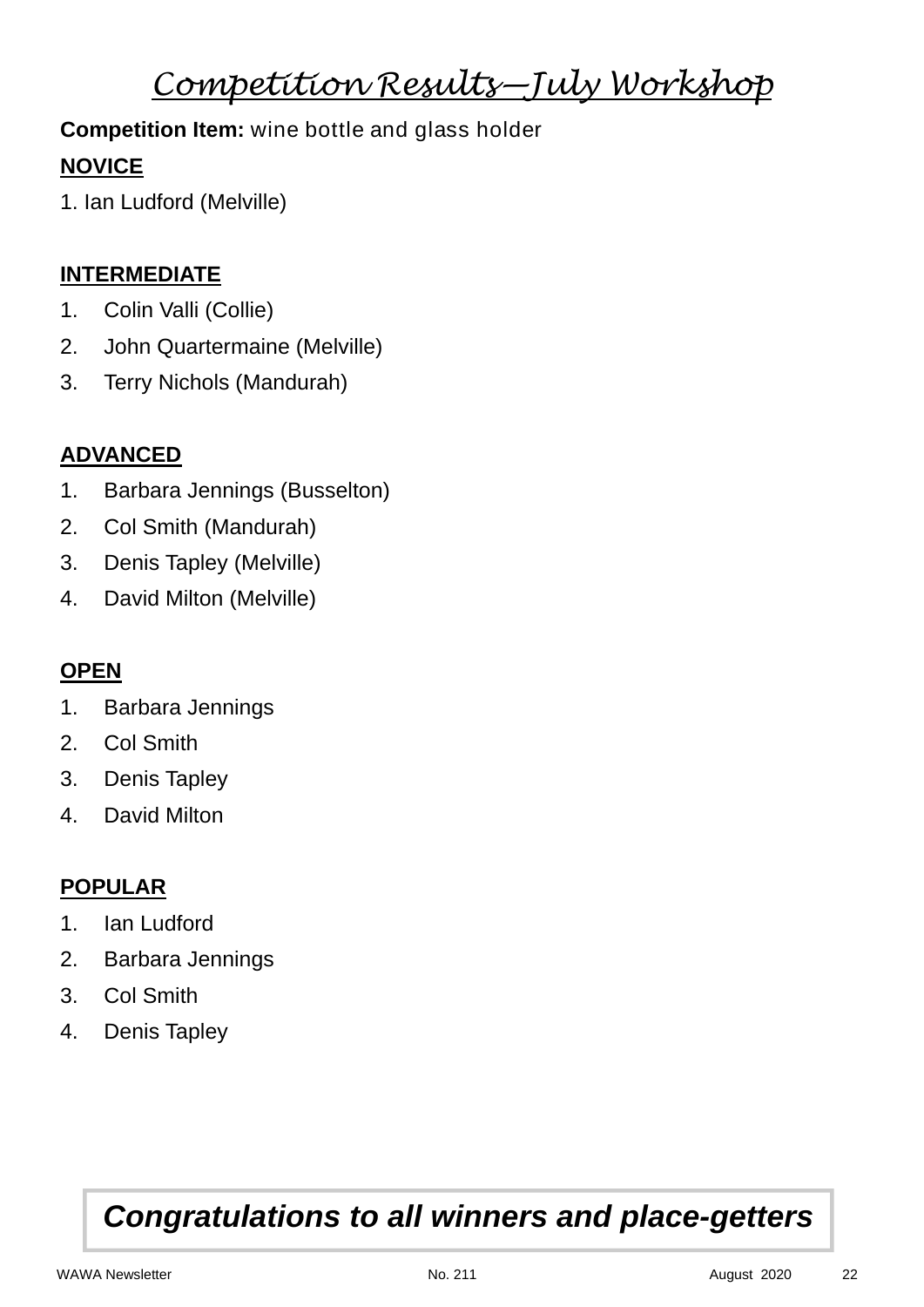# *Competition Results—July Workshop*

**Competition Item:** wine bottle and glass holder

**NOVICE**

1. Ian Ludford (Melville)

**INTERMEDIATE**

1. Colin Valli (Collie)
2. John Quartermaine (Melville)
3. Terry Nichols (Mandurah)

**ADVANCED**

1. Barbara Jennings (Busselton)
2. Col Smith (Mandurah)
3. Denis Tapley (Melville)
4. David Milton (Melville)

**OPEN**

1. Barbara Jennings
2. Col Smith
3. Denis Tapley
4. David Milton

**POPULAR**

1. Ian Ludford
2. Barbara Jennings
3. Col Smith
4. Denis Tapley

***Congratulations to all winners and place-getters***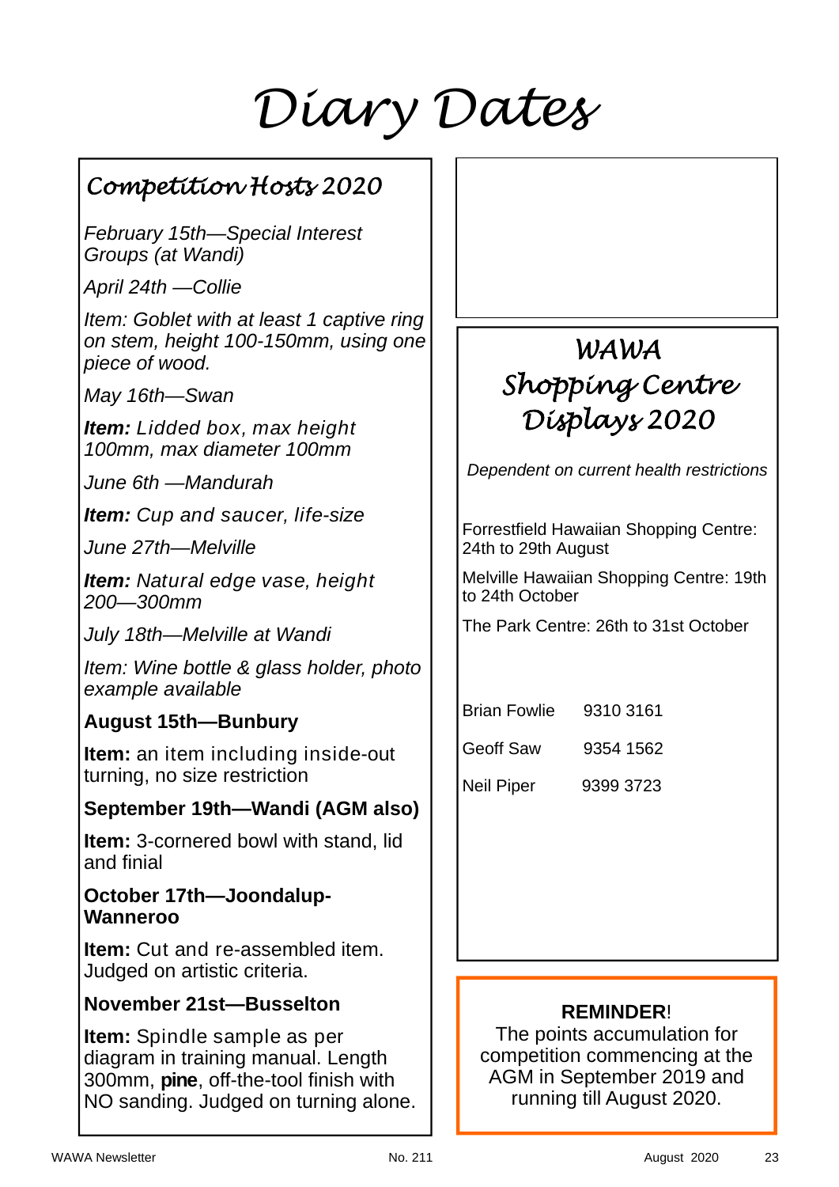# Diary Dates

## Competition Hosts 2020

*February 15th—Special Interest Groups (at Wandi)*

*April 24th —Collie*

*Item: Goblet with at least 1 captive ring on stem, height 100-150mm, using one piece of wood.*

*May 16th—Swan*

***Item:** Lidded box, max height 100mm, max diameter 100mm*

*June 6th —Mandurah*

***Item:** Cup and saucer, life-size*

*June 27th—Melville*

***Item:** Natural edge vase, height 200—300mm*

*July 18th—Melville at Wandi*

*Item: Wine bottle & glass holder, photo example available*

**August 15th—Bunbury**

**Item:** an item including inside-out turning, no size restriction

**September 19th—Wandi (AGM also)**

**Item:** 3-cornered bowl with stand, lid and finial

**October 17th—Joondalup-Wanneroo**

**Item:** Cut and re-assembled item. Judged on artistic criteria.

**November 21st—Busselton**

**Item:** Spindle sample as per diagram in training manual. Length 300mm, **pine**, off-the-tool finish with NO sanding. Judged on turning alone.

## WAWA Shopping Centre Displays 2020

*Dependent on current health restrictions*

Forrestfield Hawaiian Shopping Centre: 24th to 29th August

Melville Hawaiian Shopping Centre: 19th to 24th October

The Park Centre: 26th to 31st October

| | |
|---|---|
| Brian Fowlie | 9310 3161 |
| Geoff Saw | 9354 1562 |
| Neil Piper | 9399 3723 |

**REMINDER**!

The points accumulation for competition commencing at the AGM in September 2019 and running till August 2020.